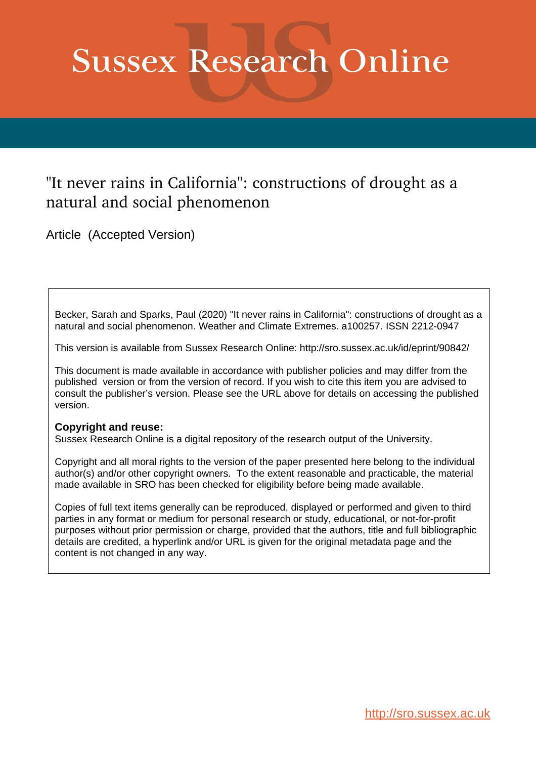# Sussex Research Online

## "It never rains in California": constructions of drought as a natural and social phenomenon

Article (Accepted Version)

Becker, Sarah and Sparks, Paul (2020) "It never rains in California": constructions of drought as a natural and social phenomenon. Weather and Climate Extremes. a100257. ISSN 2212-0947

This version is available from Sussex Research Online: http://sro.sussex.ac.uk/id/eprint/90842/

This document is made available in accordance with publisher policies and may differ from the published version or from the version of record. If you wish to cite this item you are advised to consult the publisher's version. Please see the URL above for details on accessing the published version.

**Copyright and reuse:**
Sussex Research Online is a digital repository of the research output of the University.

Copyright and all moral rights to the version of the paper presented here belong to the individual author(s) and/or other copyright owners. To the extent reasonable and practicable, the material made available in SRO has been checked for eligibility before being made available.

Copies of full text items generally can be reproduced, displayed or performed and given to third parties in any format or medium for personal research or study, educational, or not-for-profit purposes without prior permission or charge, provided that the authors, title and full bibliographic details are credited, a hyperlink and/or URL is given for the original metadata page and the content is not changed in any way.

http://sro.sussex.ac.uk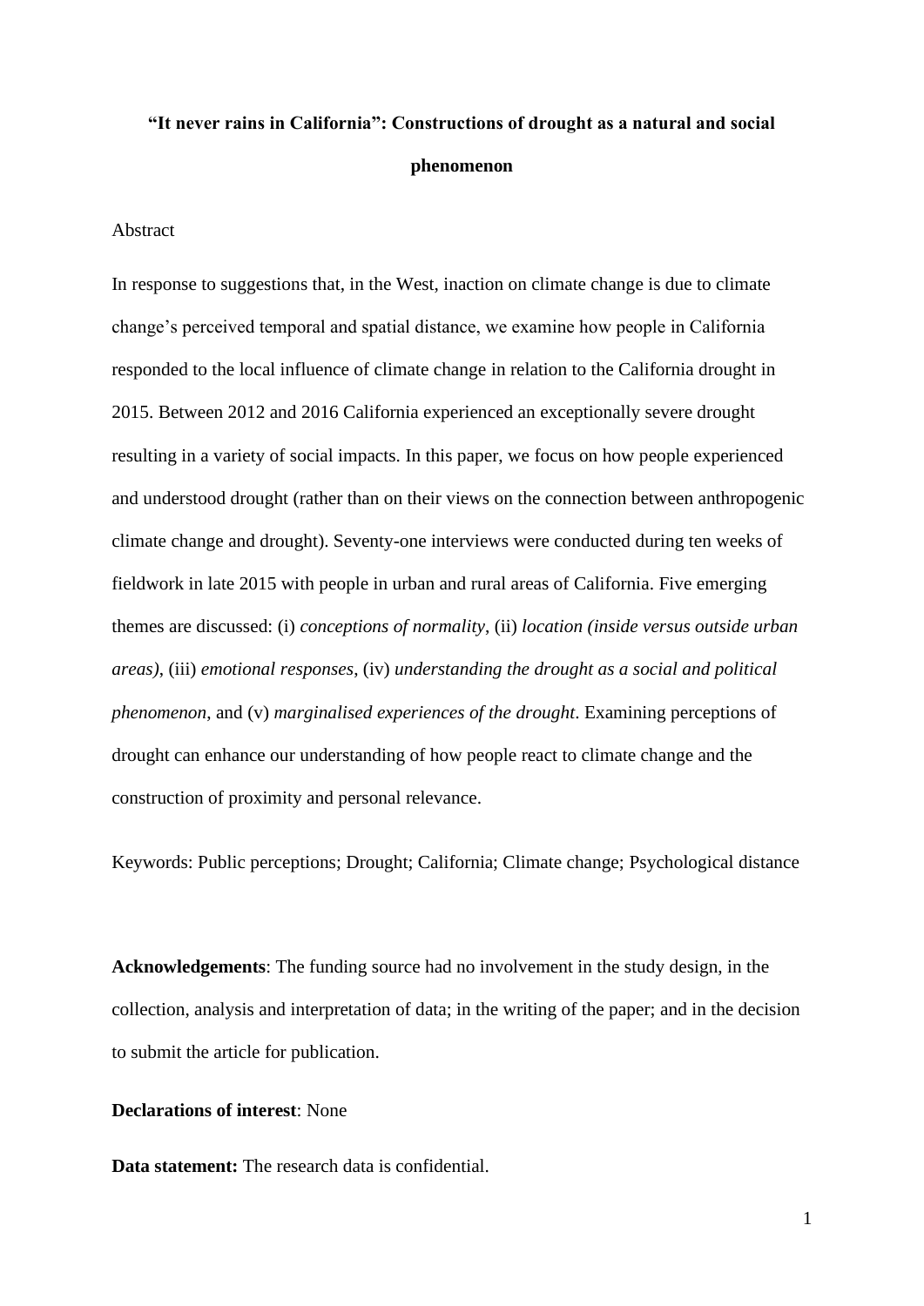# "It never rains in California": Constructions of drought as a natural and social phenomenon

## Abstract

In response to suggestions that, in the West, inaction on climate change is due to climate change's perceived temporal and spatial distance, we examine how people in California responded to the local influence of climate change in relation to the California drought in 2015. Between 2012 and 2016 California experienced an exceptionally severe drought resulting in a variety of social impacts. In this paper, we focus on how people experienced and understood drought (rather than on their views on the connection between anthropogenic climate change and drought). Seventy-one interviews were conducted during ten weeks of fieldwork in late 2015 with people in urban and rural areas of California. Five emerging themes are discussed: (i) *conceptions of normality*, (ii) *location (inside versus outside urban areas)*, (iii) *emotional responses*, (iv) *understanding the drought as a social and political phenomenon*, and (v) *marginalised experiences of the drought*. Examining perceptions of drought can enhance our understanding of how people react to climate change and the construction of proximity and personal relevance.

Keywords: Public perceptions; Drought; California; Climate change; Psychological distance

**Acknowledgements**: The funding source had no involvement in the study design, in the collection, analysis and interpretation of data; in the writing of the paper; and in the decision to submit the article for publication.

**Declarations of interest**: None

**Data statement:** The research data is confidential.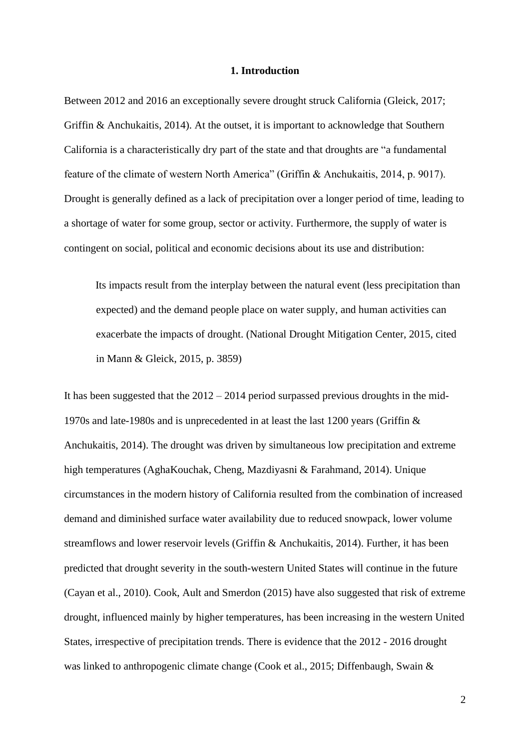## 1. Introduction

Between 2012 and 2016 an exceptionally severe drought struck California (Gleick, 2017; Griffin & Anchukaitis, 2014). At the outset, it is important to acknowledge that Southern California is a characteristically dry part of the state and that droughts are "a fundamental feature of the climate of western North America" (Griffin & Anchukaitis, 2014, p. 9017). Drought is generally defined as a lack of precipitation over a longer period of time, leading to a shortage of water for some group, sector or activity. Furthermore, the supply of water is contingent on social, political and economic decisions about its use and distribution:

> Its impacts result from the interplay between the natural event (less precipitation than expected) and the demand people place on water supply, and human activities can exacerbate the impacts of drought. (National Drought Mitigation Center, 2015, cited in Mann & Gleick, 2015, p. 3859)

It has been suggested that the 2012 – 2014 period surpassed previous droughts in the mid-1970s and late-1980s and is unprecedented in at least the last 1200 years (Griffin & Anchukaitis, 2014). The drought was driven by simultaneous low precipitation and extreme high temperatures (AghaKouchak, Cheng, Mazdiyasni & Farahmand, 2014). Unique circumstances in the modern history of California resulted from the combination of increased demand and diminished surface water availability due to reduced snowpack, lower volume streamflows and lower reservoir levels (Griffin & Anchukaitis, 2014). Further, it has been predicted that drought severity in the south-western United States will continue in the future (Cayan et al., 2010). Cook, Ault and Smerdon (2015) have also suggested that risk of extreme drought, influenced mainly by higher temperatures, has been increasing in the western United States, irrespective of precipitation trends. There is evidence that the 2012 - 2016 drought was linked to anthropogenic climate change (Cook et al., 2015; Diffenbaugh, Swain &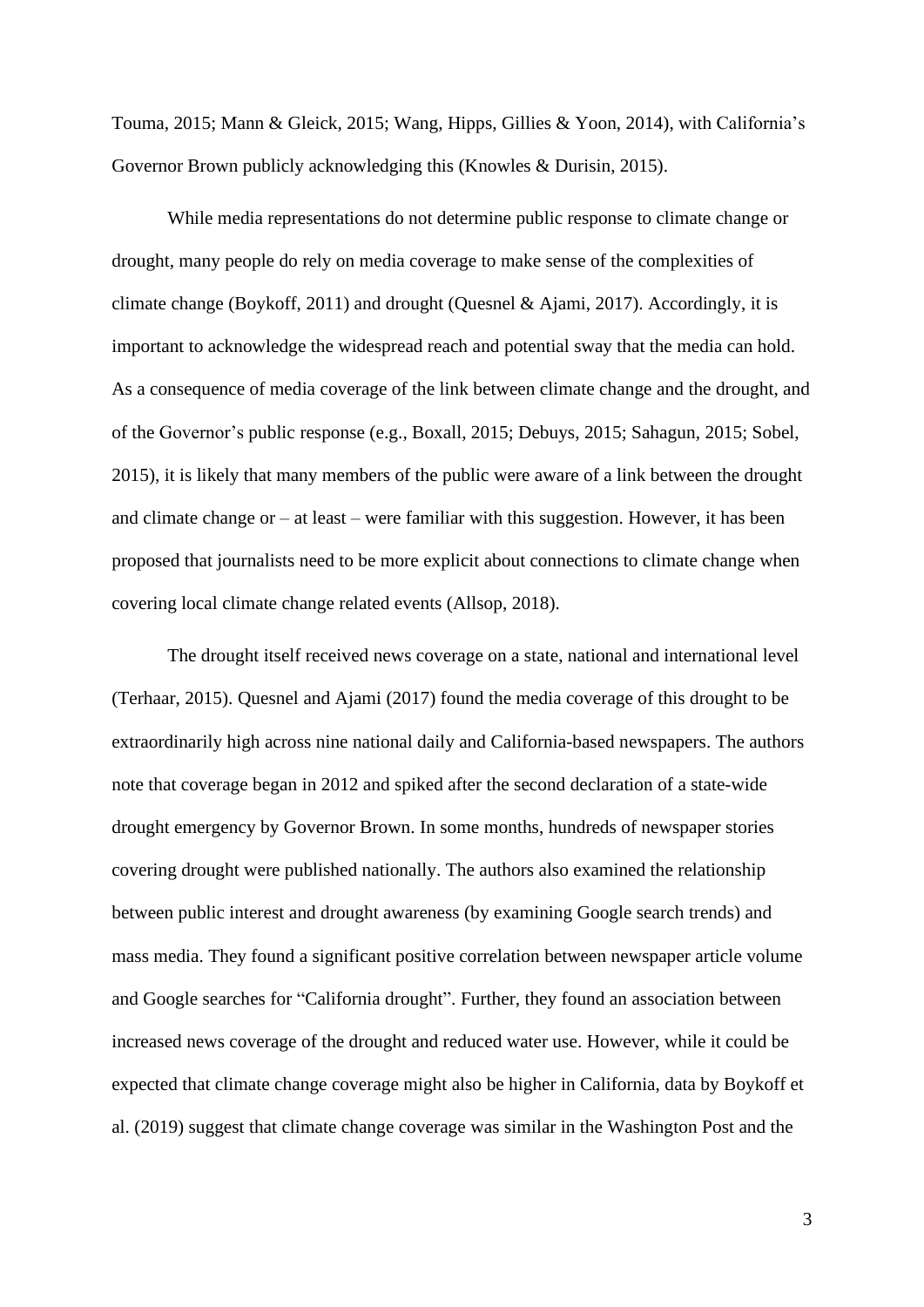Touma, 2015; Mann & Gleick, 2015; Wang, Hipps, Gillies & Yoon, 2014), with California's Governor Brown publicly acknowledging this (Knowles & Durisin, 2015).

While media representations do not determine public response to climate change or drought, many people do rely on media coverage to make sense of the complexities of climate change (Boykoff, 2011) and drought (Quesnel & Ajami, 2017). Accordingly, it is important to acknowledge the widespread reach and potential sway that the media can hold. As a consequence of media coverage of the link between climate change and the drought, and of the Governor's public response (e.g., Boxall, 2015; Debuys, 2015; Sahagun, 2015; Sobel, 2015), it is likely that many members of the public were aware of a link between the drought and climate change or – at least – were familiar with this suggestion. However, it has been proposed that journalists need to be more explicit about connections to climate change when covering local climate change related events (Allsop, 2018).

The drought itself received news coverage on a state, national and international level (Terhaar, 2015). Quesnel and Ajami (2017) found the media coverage of this drought to be extraordinarily high across nine national daily and California-based newspapers. The authors note that coverage began in 2012 and spiked after the second declaration of a state-wide drought emergency by Governor Brown. In some months, hundreds of newspaper stories covering drought were published nationally. The authors also examined the relationship between public interest and drought awareness (by examining Google search trends) and mass media. They found a significant positive correlation between newspaper article volume and Google searches for "California drought". Further, they found an association between increased news coverage of the drought and reduced water use. However, while it could be expected that climate change coverage might also be higher in California, data by Boykoff et al. (2019) suggest that climate change coverage was similar in the Washington Post and the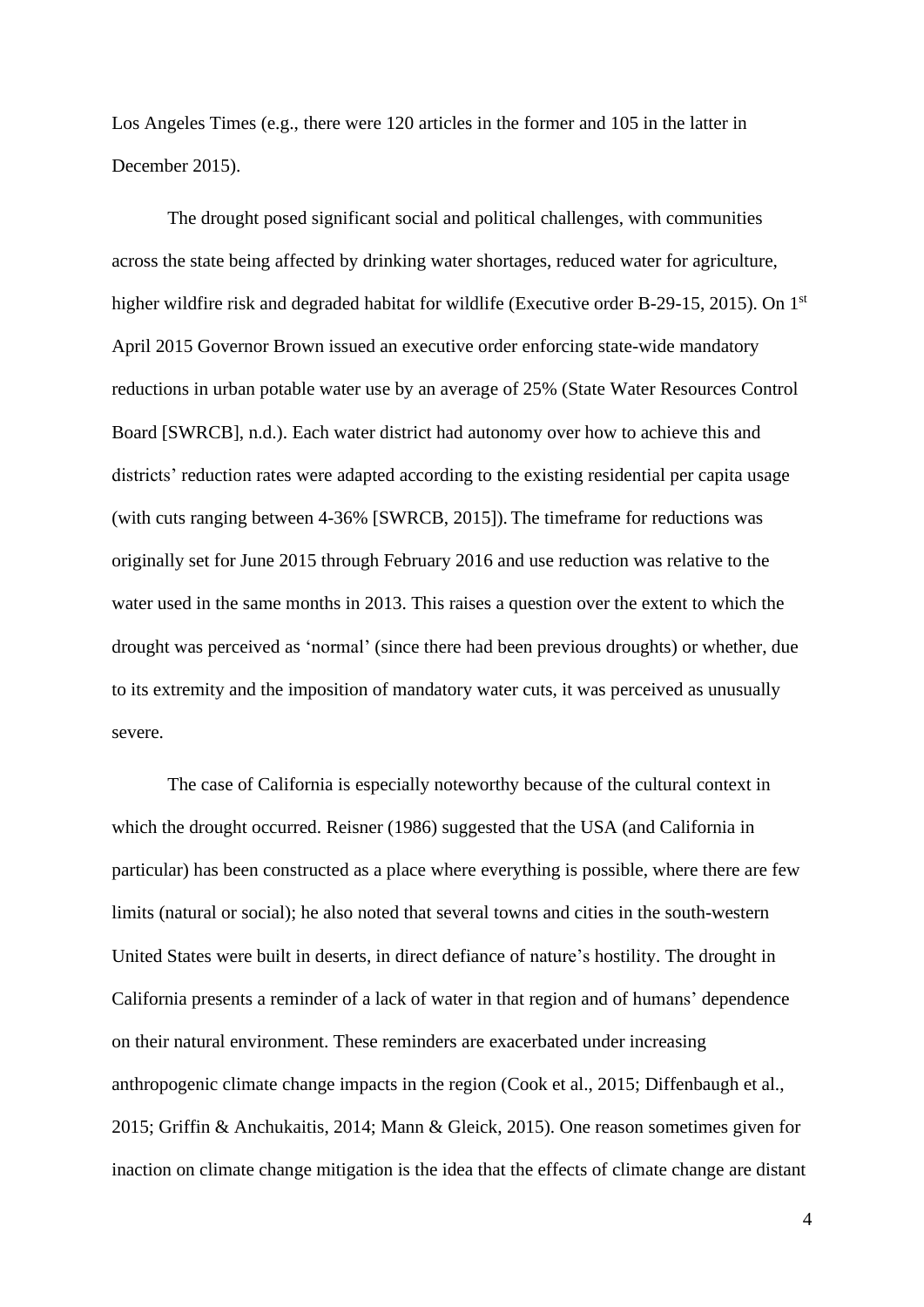Los Angeles Times (e.g., there were 120 articles in the former and 105 in the latter in December 2015).

The drought posed significant social and political challenges, with communities across the state being affected by drinking water shortages, reduced water for agriculture, higher wildfire risk and degraded habitat for wildlife (Executive order B-29-15, 2015). On 1st April 2015 Governor Brown issued an executive order enforcing state-wide mandatory reductions in urban potable water use by an average of 25% (State Water Resources Control Board [SWRCB], n.d.). Each water district had autonomy over how to achieve this and districts' reduction rates were adapted according to the existing residential per capita usage (with cuts ranging between 4-36% [SWRCB, 2015]). The timeframe for reductions was originally set for June 2015 through February 2016 and use reduction was relative to the water used in the same months in 2013. This raises a question over the extent to which the drought was perceived as 'normal' (since there had been previous droughts) or whether, due to its extremity and the imposition of mandatory water cuts, it was perceived as unusually severe.

The case of California is especially noteworthy because of the cultural context in which the drought occurred. Reisner (1986) suggested that the USA (and California in particular) has been constructed as a place where everything is possible, where there are few limits (natural or social); he also noted that several towns and cities in the south-western United States were built in deserts, in direct defiance of nature's hostility. The drought in California presents a reminder of a lack of water in that region and of humans' dependence on their natural environment. These reminders are exacerbated under increasing anthropogenic climate change impacts in the region (Cook et al., 2015; Diffenbaugh et al., 2015; Griffin & Anchukaitis, 2014; Mann & Gleick, 2015). One reason sometimes given for inaction on climate change mitigation is the idea that the effects of climate change are distant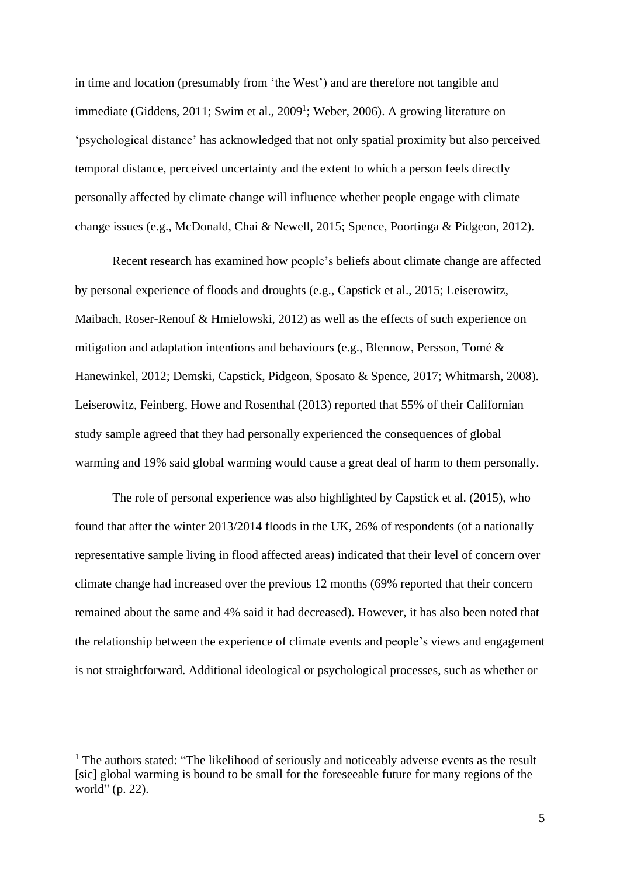in time and location (presumably from 'the West') and are therefore not tangible and immediate (Giddens, 2011; Swim et al., 2009[1]; Weber, 2006). A growing literature on 'psychological distance' has acknowledged that not only spatial proximity but also perceived temporal distance, perceived uncertainty and the extent to which a person feels directly personally affected by climate change will influence whether people engage with climate change issues (e.g., McDonald, Chai & Newell, 2015; Spence, Poortinga & Pidgeon, 2012).

Recent research has examined how people's beliefs about climate change are affected by personal experience of floods and droughts (e.g., Capstick et al., 2015; Leiserowitz, Maibach, Roser-Renouf & Hmielowski, 2012) as well as the effects of such experience on mitigation and adaptation intentions and behaviours (e.g., Blennow, Persson, Tomé & Hanewinkel, 2012; Demski, Capstick, Pidgeon, Sposato & Spence, 2017; Whitmarsh, 2008). Leiserowitz, Feinberg, Howe and Rosenthal (2013) reported that 55% of their Californian study sample agreed that they had personally experienced the consequences of global warming and 19% said global warming would cause a great deal of harm to them personally.

The role of personal experience was also highlighted by Capstick et al. (2015), who found that after the winter 2013/2014 floods in the UK, 26% of respondents (of a nationally representative sample living in flood affected areas) indicated that their level of concern over climate change had increased over the previous 12 months (69% reported that their concern remained about the same and 4% said it had decreased). However, it has also been noted that the relationship between the experience of climate events and people's views and engagement is not straightforward. Additional ideological or psychological processes, such as whether or

[1] The authors stated: "The likelihood of seriously and noticeably adverse events as the result [sic] global warming is bound to be small for the foreseeable future for many regions of the world" (p. 22).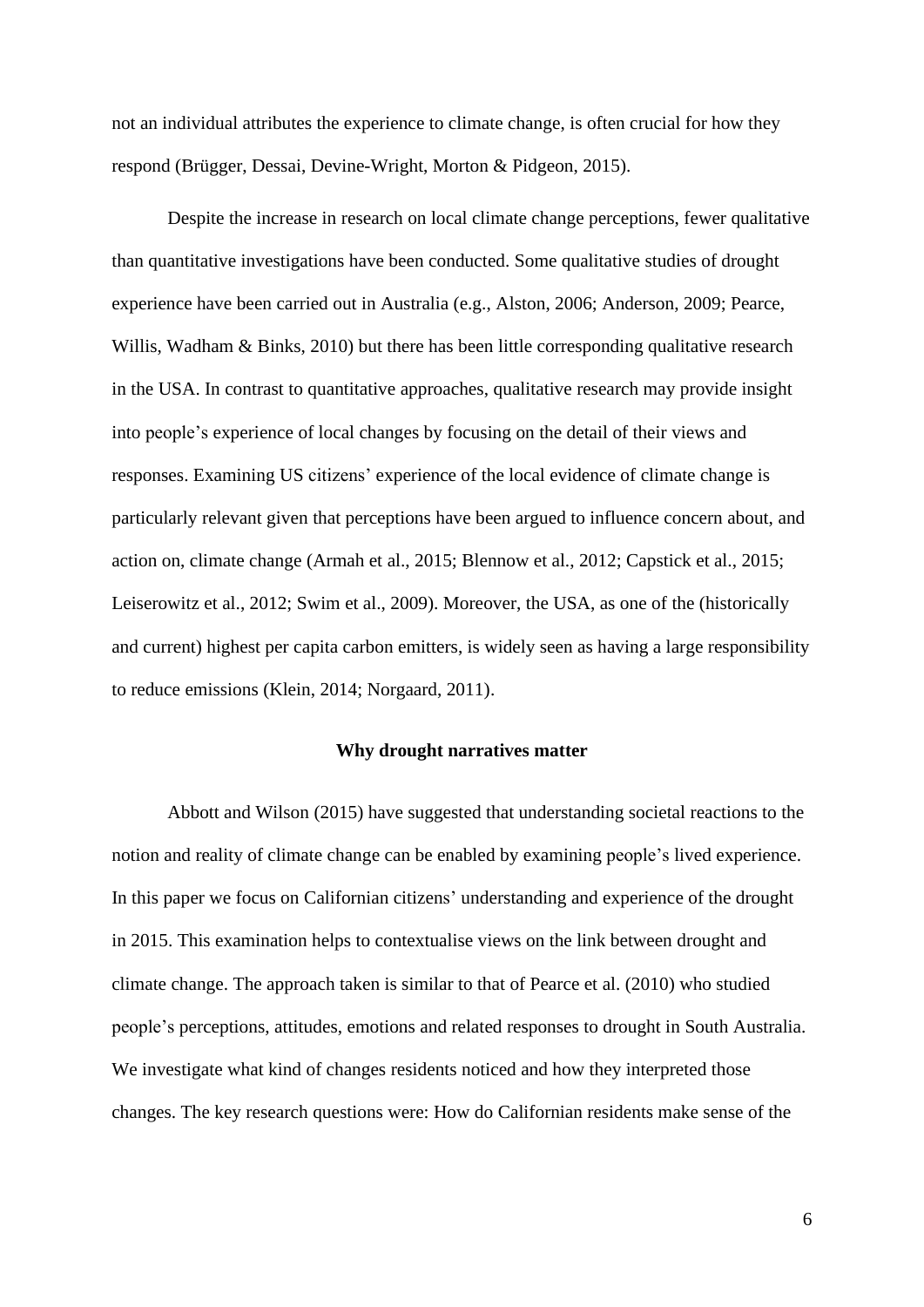not an individual attributes the experience to climate change, is often crucial for how they respond (Brügger, Dessai, Devine-Wright, Morton & Pidgeon, 2015).

Despite the increase in research on local climate change perceptions, fewer qualitative than quantitative investigations have been conducted. Some qualitative studies of drought experience have been carried out in Australia (e.g., Alston, 2006; Anderson, 2009; Pearce, Willis, Wadham & Binks, 2010) but there has been little corresponding qualitative research in the USA. In contrast to quantitative approaches, qualitative research may provide insight into people's experience of local changes by focusing on the detail of their views and responses. Examining US citizens' experience of the local evidence of climate change is particularly relevant given that perceptions have been argued to influence concern about, and action on, climate change (Armah et al., 2015; Blennow et al., 2012; Capstick et al., 2015; Leiserowitz et al., 2012; Swim et al., 2009). Moreover, the USA, as one of the (historically and current) highest per capita carbon emitters, is widely seen as having a large responsibility to reduce emissions (Klein, 2014; Norgaard, 2011).

## Why drought narratives matter

Abbott and Wilson (2015) have suggested that understanding societal reactions to the notion and reality of climate change can be enabled by examining people's lived experience. In this paper we focus on Californian citizens' understanding and experience of the drought in 2015. This examination helps to contextualise views on the link between drought and climate change. The approach taken is similar to that of Pearce et al. (2010) who studied people's perceptions, attitudes, emotions and related responses to drought in South Australia. We investigate what kind of changes residents noticed and how they interpreted those changes. The key research questions were: How do Californian residents make sense of the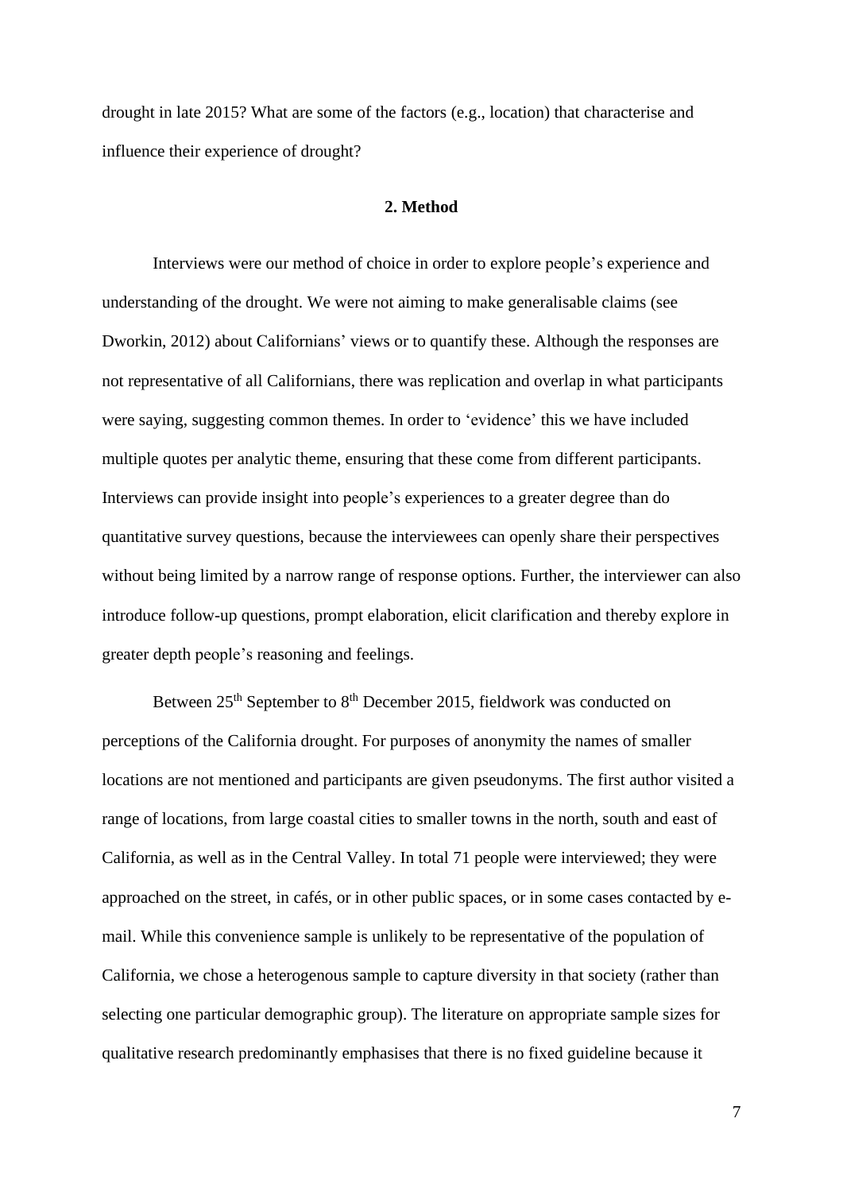drought in late 2015? What are some of the factors (e.g., location) that characterise and influence their experience of drought?

## 2. Method

Interviews were our method of choice in order to explore people's experience and understanding of the drought. We were not aiming to make generalisable claims (see Dworkin, 2012) about Californians' views or to quantify these. Although the responses are not representative of all Californians, there was replication and overlap in what participants were saying, suggesting common themes. In order to 'evidence' this we have included multiple quotes per analytic theme, ensuring that these come from different participants. Interviews can provide insight into people's experiences to a greater degree than do quantitative survey questions, because the interviewees can openly share their perspectives without being limited by a narrow range of response options. Further, the interviewer can also introduce follow-up questions, prompt elaboration, elicit clarification and thereby explore in greater depth people's reasoning and feelings.

Between 25th September to 8th December 2015, fieldwork was conducted on perceptions of the California drought. For purposes of anonymity the names of smaller locations are not mentioned and participants are given pseudonyms. The first author visited a range of locations, from large coastal cities to smaller towns in the north, south and east of California, as well as in the Central Valley. In total 71 people were interviewed; they were approached on the street, in cafés, or in other public spaces, or in some cases contacted by e-mail. While this convenience sample is unlikely to be representative of the population of California, we chose a heterogenous sample to capture diversity in that society (rather than selecting one particular demographic group). The literature on appropriate sample sizes for qualitative research predominantly emphasises that there is no fixed guideline because it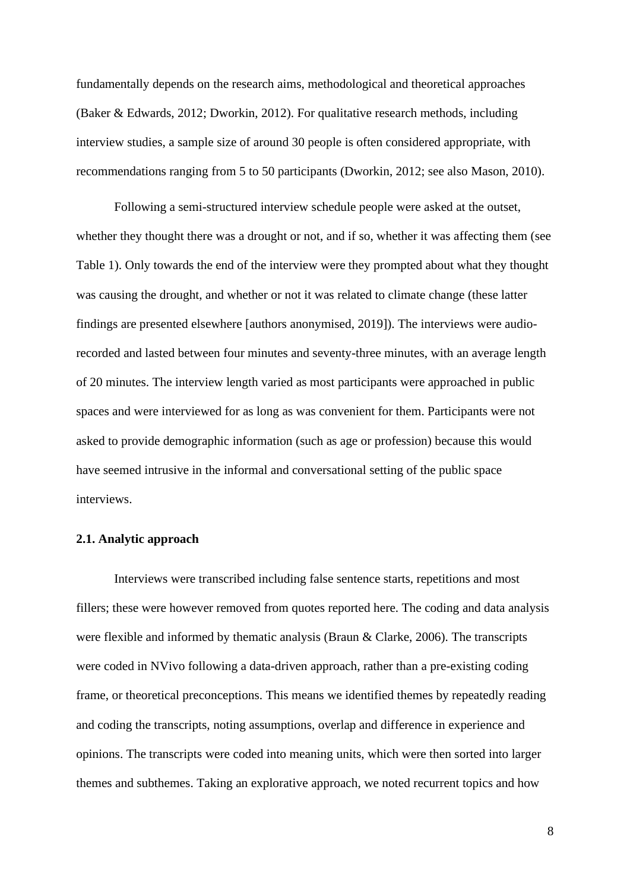fundamentally depends on the research aims, methodological and theoretical approaches (Baker & Edwards, 2012; Dworkin, 2012). For qualitative research methods, including interview studies, a sample size of around 30 people is often considered appropriate, with recommendations ranging from 5 to 50 participants (Dworkin, 2012; see also Mason, 2010).

Following a semi-structured interview schedule people were asked at the outset, whether they thought there was a drought or not, and if so, whether it was affecting them (see Table 1). Only towards the end of the interview were they prompted about what they thought was causing the drought, and whether or not it was related to climate change (these latter findings are presented elsewhere [authors anonymised, 2019]). The interviews were audio-recorded and lasted between four minutes and seventy-three minutes, with an average length of 20 minutes. The interview length varied as most participants were approached in public spaces and were interviewed for as long as was convenient for them. Participants were not asked to provide demographic information (such as age or profession) because this would have seemed intrusive in the informal and conversational setting of the public space interviews.

### 2.1. Analytic approach

Interviews were transcribed including false sentence starts, repetitions and most fillers; these were however removed from quotes reported here. The coding and data analysis were flexible and informed by thematic analysis (Braun & Clarke, 2006). The transcripts were coded in NVivo following a data-driven approach, rather than a pre-existing coding frame, or theoretical preconceptions. This means we identified themes by repeatedly reading and coding the transcripts, noting assumptions, overlap and difference in experience and opinions. The transcripts were coded into meaning units, which were then sorted into larger themes and subthemes. Taking an explorative approach, we noted recurrent topics and how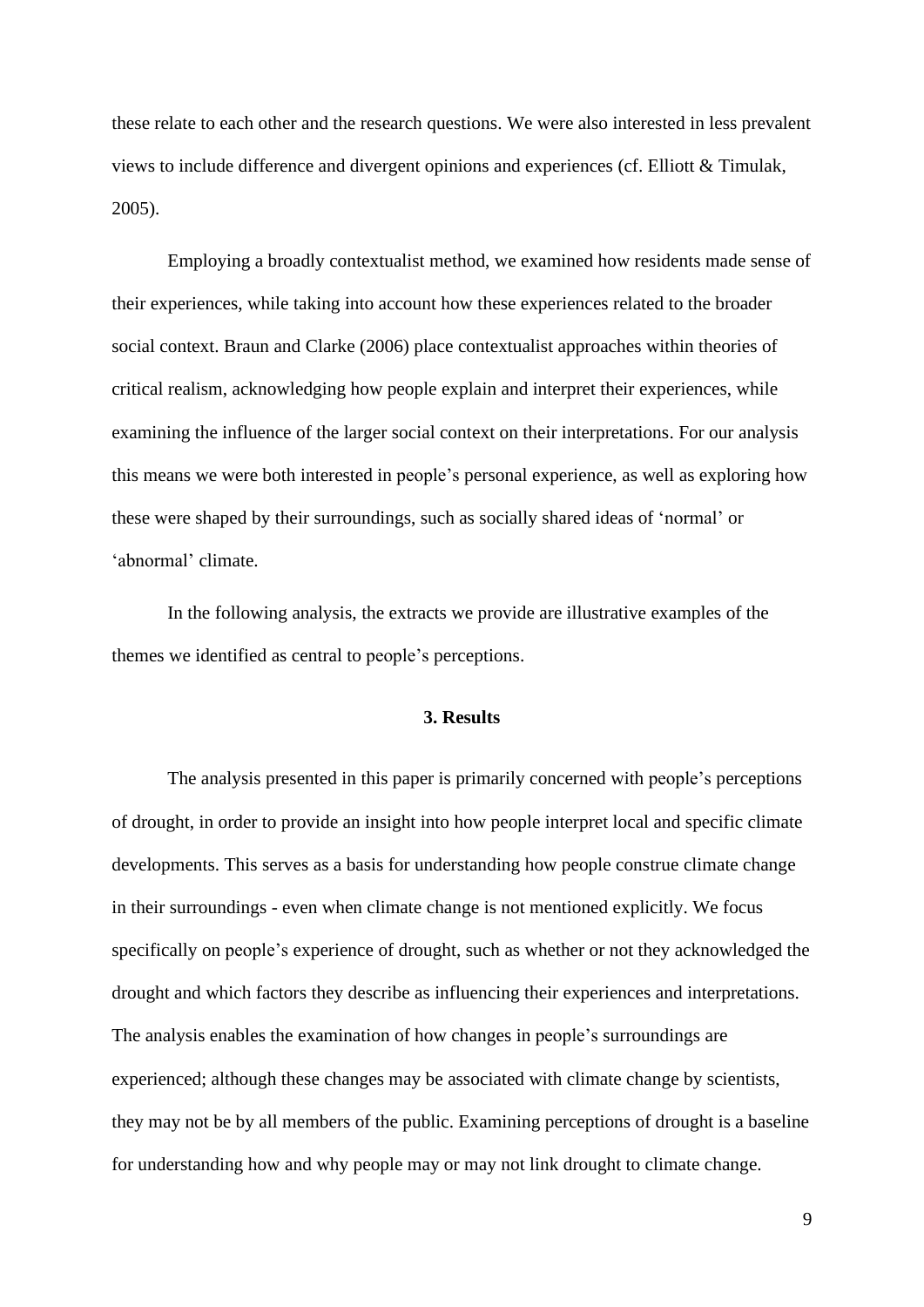these relate to each other and the research questions. We were also interested in less prevalent views to include difference and divergent opinions and experiences (cf. Elliott & Timulak, 2005).

Employing a broadly contextualist method, we examined how residents made sense of their experiences, while taking into account how these experiences related to the broader social context. Braun and Clarke (2006) place contextualist approaches within theories of critical realism, acknowledging how people explain and interpret their experiences, while examining the influence of the larger social context on their interpretations. For our analysis this means we were both interested in people's personal experience, as well as exploring how these were shaped by their surroundings, such as socially shared ideas of 'normal' or 'abnormal' climate.

In the following analysis, the extracts we provide are illustrative examples of the themes we identified as central to people's perceptions.

## 3. Results

The analysis presented in this paper is primarily concerned with people's perceptions of drought, in order to provide an insight into how people interpret local and specific climate developments. This serves as a basis for understanding how people construe climate change in their surroundings - even when climate change is not mentioned explicitly. We focus specifically on people's experience of drought, such as whether or not they acknowledged the drought and which factors they describe as influencing their experiences and interpretations. The analysis enables the examination of how changes in people's surroundings are experienced; although these changes may be associated with climate change by scientists, they may not be by all members of the public. Examining perceptions of drought is a baseline for understanding how and why people may or may not link drought to climate change.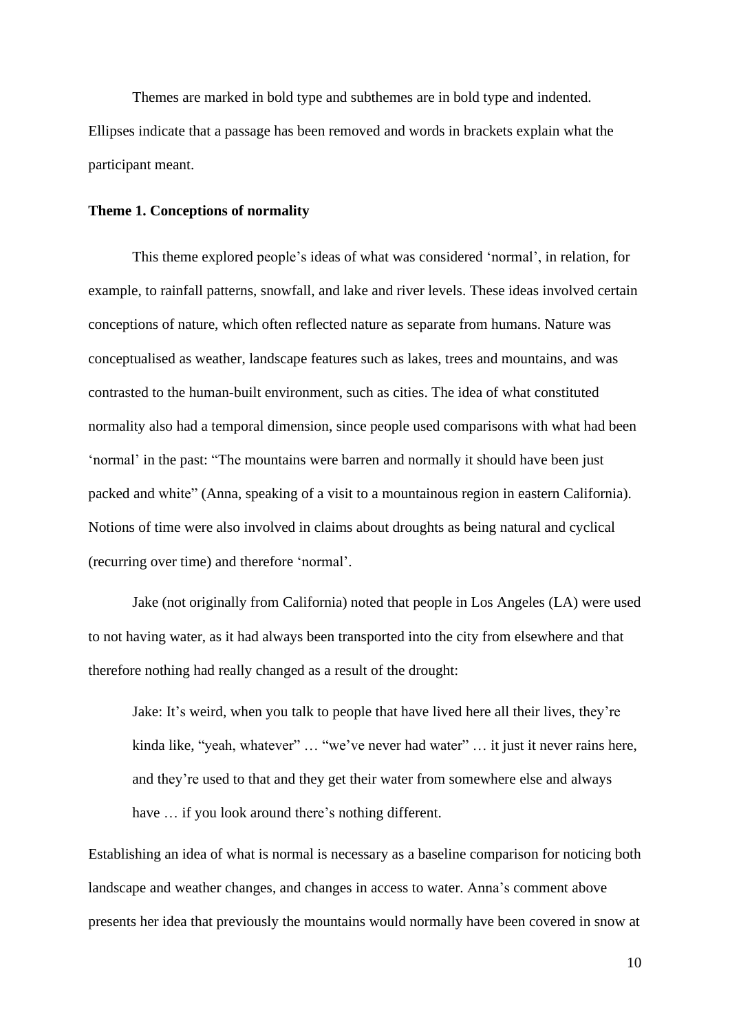Themes are marked in bold type and subthemes are in bold type and indented. Ellipses indicate that a passage has been removed and words in brackets explain what the participant meant.

**Theme 1. Conceptions of normality**

This theme explored people's ideas of what was considered 'normal', in relation, for example, to rainfall patterns, snowfall, and lake and river levels. These ideas involved certain conceptions of nature, which often reflected nature as separate from humans. Nature was conceptualised as weather, landscape features such as lakes, trees and mountains, and was contrasted to the human-built environment, such as cities. The idea of what constituted normality also had a temporal dimension, since people used comparisons with what had been 'normal' in the past: "The mountains were barren and normally it should have been just packed and white" (Anna, speaking of a visit to a mountainous region in eastern California). Notions of time were also involved in claims about droughts as being natural and cyclical (recurring over time) and therefore 'normal'.

Jake (not originally from California) noted that people in Los Angeles (LA) were used to not having water, as it had always been transported into the city from elsewhere and that therefore nothing had really changed as a result of the drought:

> Jake: It's weird, when you talk to people that have lived here all their lives, they're kinda like, "yeah, whatever" … "we've never had water" … it just it never rains here, and they're used to that and they get their water from somewhere else and always have … if you look around there's nothing different.

Establishing an idea of what is normal is necessary as a baseline comparison for noticing both landscape and weather changes, and changes in access to water. Anna's comment above presents her idea that previously the mountains would normally have been covered in snow at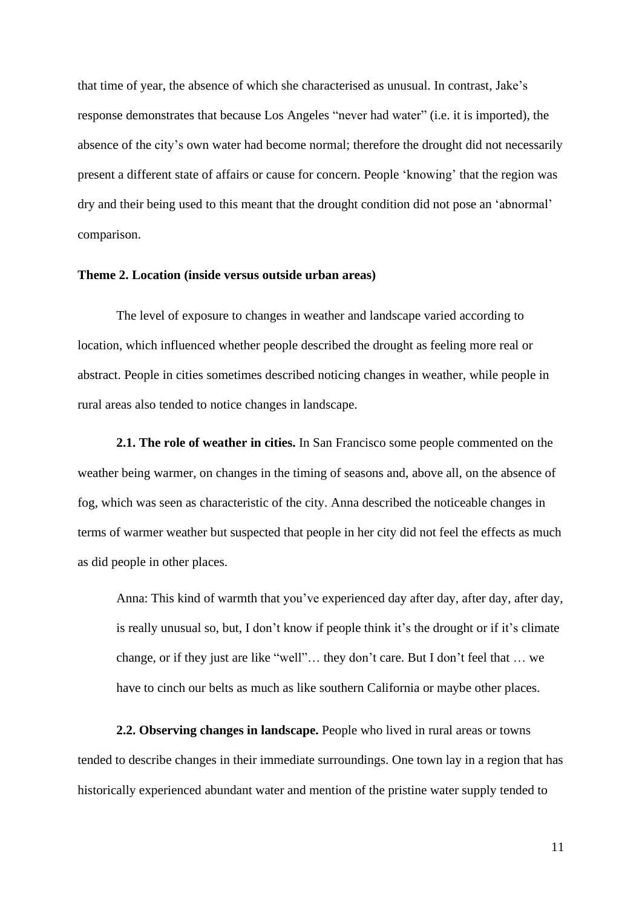that time of year, the absence of which she characterised as unusual. In contrast, Jake's response demonstrates that because Los Angeles "never had water" (i.e. it is imported), the absence of the city's own water had become normal; therefore the drought did not necessarily present a different state of affairs or cause for concern. People 'knowing' that the region was dry and their being used to this meant that the drought condition did not pose an 'abnormal' comparison.

**Theme 2. Location (inside versus outside urban areas)**

The level of exposure to changes in weather and landscape varied according to location, which influenced whether people described the drought as feeling more real or abstract. People in cities sometimes described noticing changes in weather, while people in rural areas also tended to notice changes in landscape.

**2.1. The role of weather in cities.** In San Francisco some people commented on the weather being warmer, on changes in the timing of seasons and, above all, on the absence of fog, which was seen as characteristic of the city. Anna described the noticeable changes in terms of warmer weather but suspected that people in her city did not feel the effects as much as did people in other places.

> Anna: This kind of warmth that you've experienced day after day, after day, after day, is really unusual so, but, I don't know if people think it's the drought or if it's climate change, or if they just are like "well"… they don't care. But I don't feel that … we have to cinch our belts as much as like southern California or maybe other places.

**2.2. Observing changes in landscape.** People who lived in rural areas or towns tended to describe changes in their immediate surroundings. One town lay in a region that has historically experienced abundant water and mention of the pristine water supply tended to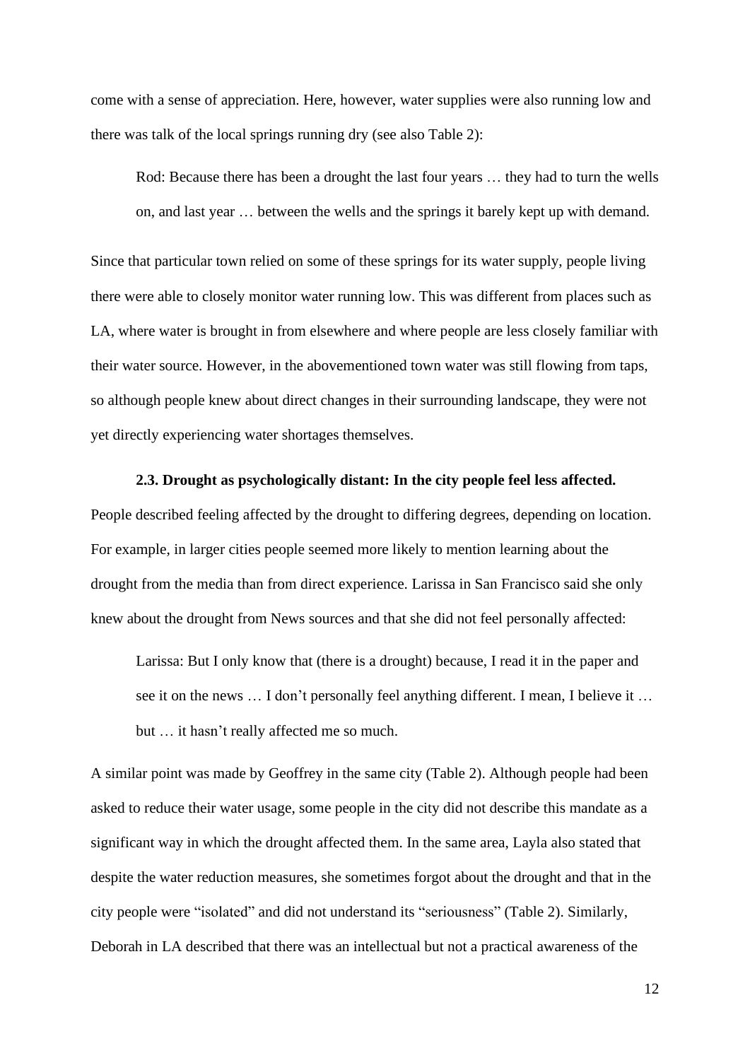come with a sense of appreciation. Here, however, water supplies were also running low and there was talk of the local springs running dry (see also Table 2):

> Rod: Because there has been a drought the last four years … they had to turn the wells on, and last year … between the wells and the springs it barely kept up with demand.

Since that particular town relied on some of these springs for its water supply, people living there were able to closely monitor water running low. This was different from places such as LA, where water is brought in from elsewhere and where people are less closely familiar with their water source. However, in the abovementioned town water was still flowing from taps, so although people knew about direct changes in their surrounding landscape, they were not yet directly experiencing water shortages themselves.

### 2.3. Drought as psychologically distant: In the city people feel less affected.

People described feeling affected by the drought to differing degrees, depending on location. For example, in larger cities people seemed more likely to mention learning about the drought from the media than from direct experience. Larissa in San Francisco said she only knew about the drought from News sources and that she did not feel personally affected:

> Larissa: But I only know that (there is a drought) because, I read it in the paper and see it on the news … I don't personally feel anything different. I mean, I believe it … but … it hasn't really affected me so much.

A similar point was made by Geoffrey in the same city (Table 2). Although people had been asked to reduce their water usage, some people in the city did not describe this mandate as a significant way in which the drought affected them. In the same area, Layla also stated that despite the water reduction measures, she sometimes forgot about the drought and that in the city people were "isolated" and did not understand its "seriousness" (Table 2). Similarly, Deborah in LA described that there was an intellectual but not a practical awareness of the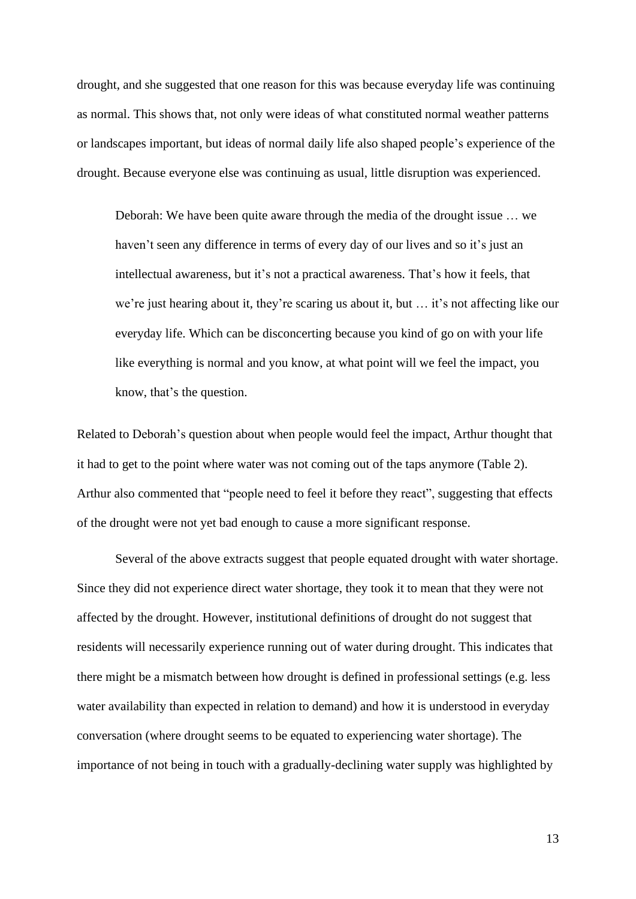drought, and she suggested that one reason for this was because everyday life was continuing as normal. This shows that, not only were ideas of what constituted normal weather patterns or landscapes important, but ideas of normal daily life also shaped people's experience of the drought. Because everyone else was continuing as usual, little disruption was experienced.

> Deborah: We have been quite aware through the media of the drought issue … we haven't seen any difference in terms of every day of our lives and so it's just an intellectual awareness, but it's not a practical awareness. That's how it feels, that we're just hearing about it, they're scaring us about it, but … it's not affecting like our everyday life. Which can be disconcerting because you kind of go on with your life like everything is normal and you know, at what point will we feel the impact, you know, that's the question.

Related to Deborah's question about when people would feel the impact, Arthur thought that it had to get to the point where water was not coming out of the taps anymore (Table 2). Arthur also commented that "people need to feel it before they react", suggesting that effects of the drought were not yet bad enough to cause a more significant response.

Several of the above extracts suggest that people equated drought with water shortage. Since they did not experience direct water shortage, they took it to mean that they were not affected by the drought. However, institutional definitions of drought do not suggest that residents will necessarily experience running out of water during drought. This indicates that there might be a mismatch between how drought is defined in professional settings (e.g. less water availability than expected in relation to demand) and how it is understood in everyday conversation (where drought seems to be equated to experiencing water shortage). The importance of not being in touch with a gradually-declining water supply was highlighted by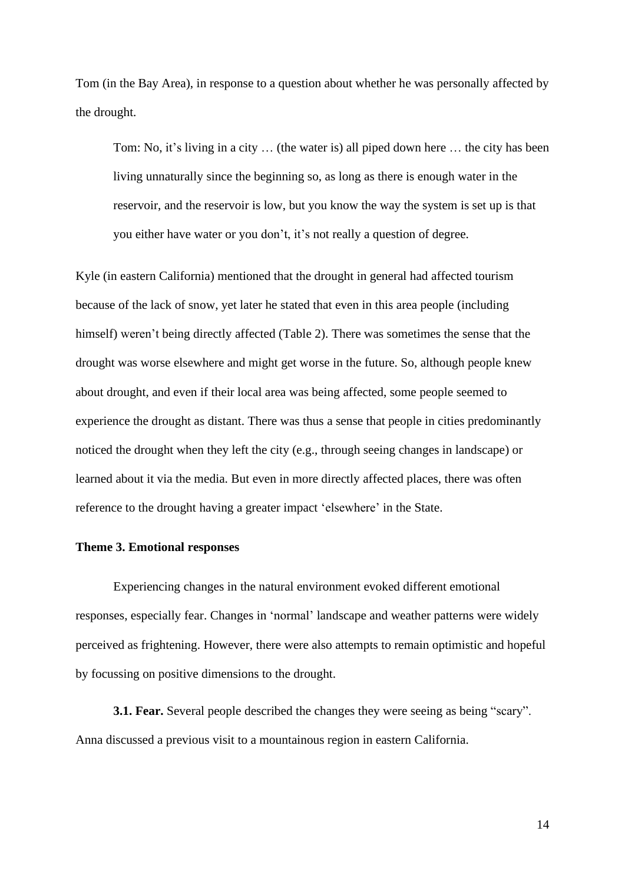Tom (in the Bay Area), in response to a question about whether he was personally affected by the drought.

> Tom: No, it's living in a city … (the water is) all piped down here … the city has been living unnaturally since the beginning so, as long as there is enough water in the reservoir, and the reservoir is low, but you know the way the system is set up is that you either have water or you don't, it's not really a question of degree.

Kyle (in eastern California) mentioned that the drought in general had affected tourism because of the lack of snow, yet later he stated that even in this area people (including himself) weren't being directly affected (Table 2). There was sometimes the sense that the drought was worse elsewhere and might get worse in the future. So, although people knew about drought, and even if their local area was being affected, some people seemed to experience the drought as distant. There was thus a sense that people in cities predominantly noticed the drought when they left the city (e.g., through seeing changes in landscape) or learned about it via the media. But even in more directly affected places, there was often reference to the drought having a greater impact 'elsewhere' in the State.

**Theme 3. Emotional responses**

Experiencing changes in the natural environment evoked different emotional responses, especially fear. Changes in 'normal' landscape and weather patterns were widely perceived as frightening. However, there were also attempts to remain optimistic and hopeful by focussing on positive dimensions to the drought.

**3.1. Fear.** Several people described the changes they were seeing as being "scary". Anna discussed a previous visit to a mountainous region in eastern California.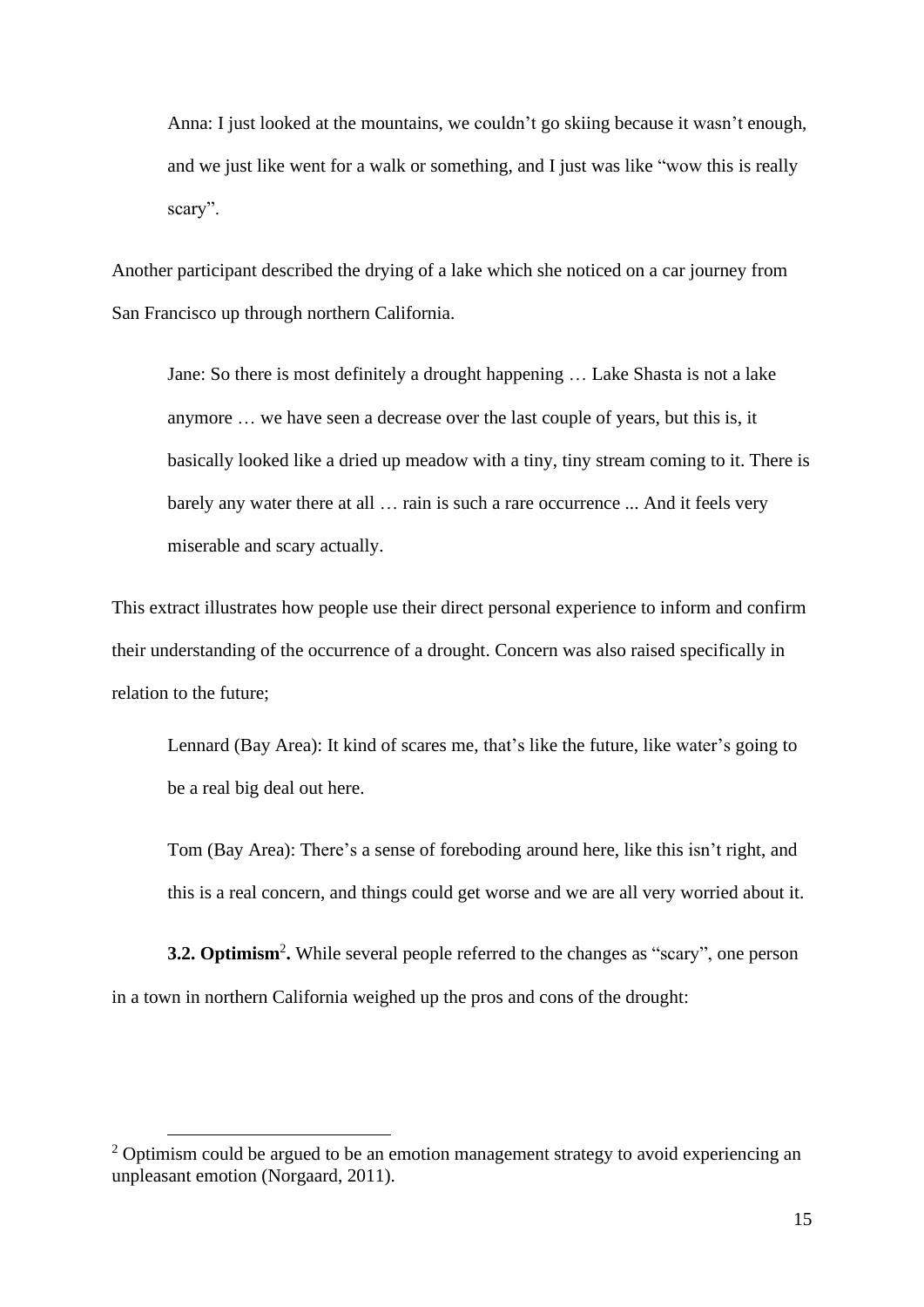> Anna: I just looked at the mountains, we couldn't go skiing because it wasn't enough, and we just like went for a walk or something, and I just was like "wow this is really scary".

Another participant described the drying of a lake which she noticed on a car journey from San Francisco up through northern California.

> Jane: So there is most definitely a drought happening … Lake Shasta is not a lake anymore … we have seen a decrease over the last couple of years, but this is, it basically looked like a dried up meadow with a tiny, tiny stream coming to it. There is barely any water there at all … rain is such a rare occurrence ... And it feels very miserable and scary actually.

This extract illustrates how people use their direct personal experience to inform and confirm their understanding of the occurrence of a drought. Concern was also raised specifically in relation to the future;

> Lennard (Bay Area): It kind of scares me, that's like the future, like water's going to be a real big deal out here.

> Tom (Bay Area): There's a sense of foreboding around here, like this isn't right, and this is a real concern, and things could get worse and we are all very worried about it.

**3.2. Optimism**[2]**.** While several people referred to the changes as "scary", one person in a town in northern California weighed up the pros and cons of the drought:

[2] Optimism could be argued to be an emotion management strategy to avoid experiencing an unpleasant emotion (Norgaard, 2011).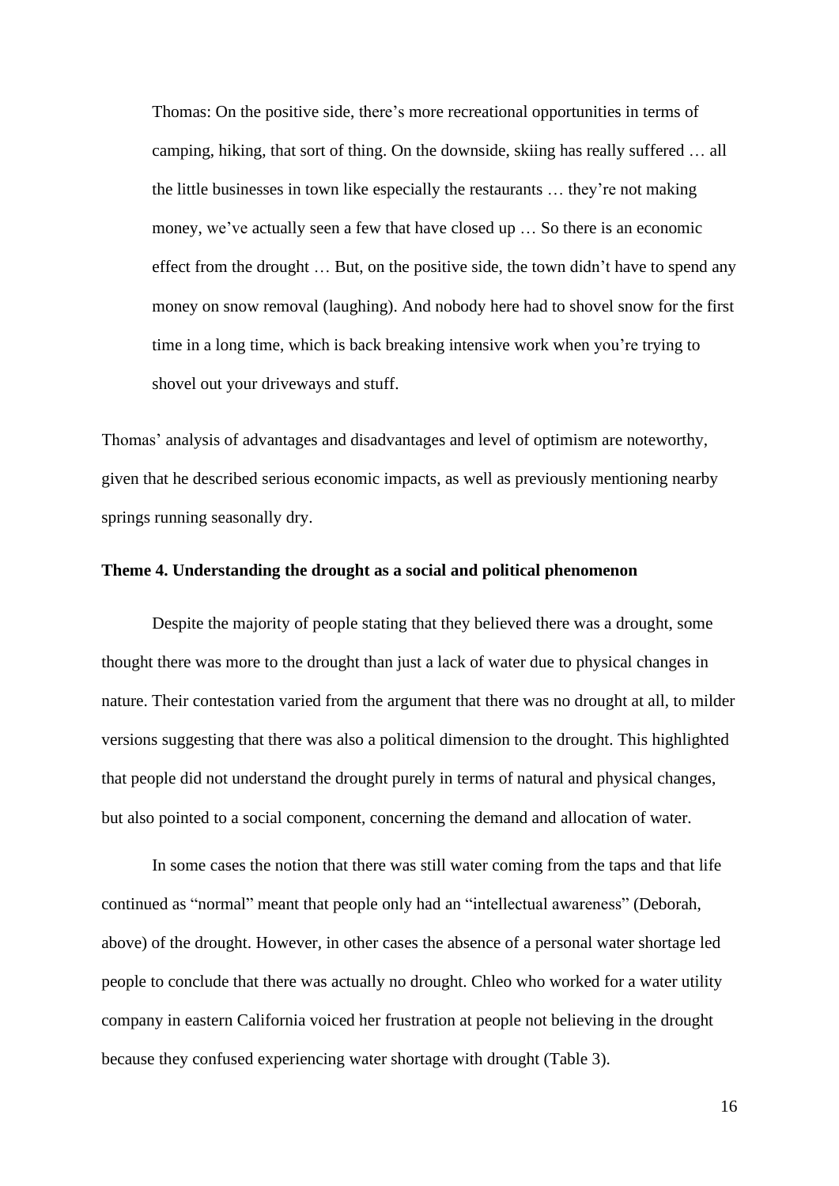> Thomas: On the positive side, there's more recreational opportunities in terms of camping, hiking, that sort of thing. On the downside, skiing has really suffered … all the little businesses in town like especially the restaurants … they're not making money, we've actually seen a few that have closed up … So there is an economic effect from the drought … But, on the positive side, the town didn't have to spend any money on snow removal (laughing). And nobody here had to shovel snow for the first time in a long time, which is back breaking intensive work when you're trying to shovel out your driveways and stuff.

Thomas' analysis of advantages and disadvantages and level of optimism are noteworthy, given that he described serious economic impacts, as well as previously mentioning nearby springs running seasonally dry.

**Theme 4. Understanding the drought as a social and political phenomenon**

Despite the majority of people stating that they believed there was a drought, some thought there was more to the drought than just a lack of water due to physical changes in nature. Their contestation varied from the argument that there was no drought at all, to milder versions suggesting that there was also a political dimension to the drought. This highlighted that people did not understand the drought purely in terms of natural and physical changes, but also pointed to a social component, concerning the demand and allocation of water.

In some cases the notion that there was still water coming from the taps and that life continued as "normal" meant that people only had an "intellectual awareness" (Deborah, above) of the drought. However, in other cases the absence of a personal water shortage led people to conclude that there was actually no drought. Chleo who worked for a water utility company in eastern California voiced her frustration at people not believing in the drought because they confused experiencing water shortage with drought (Table 3).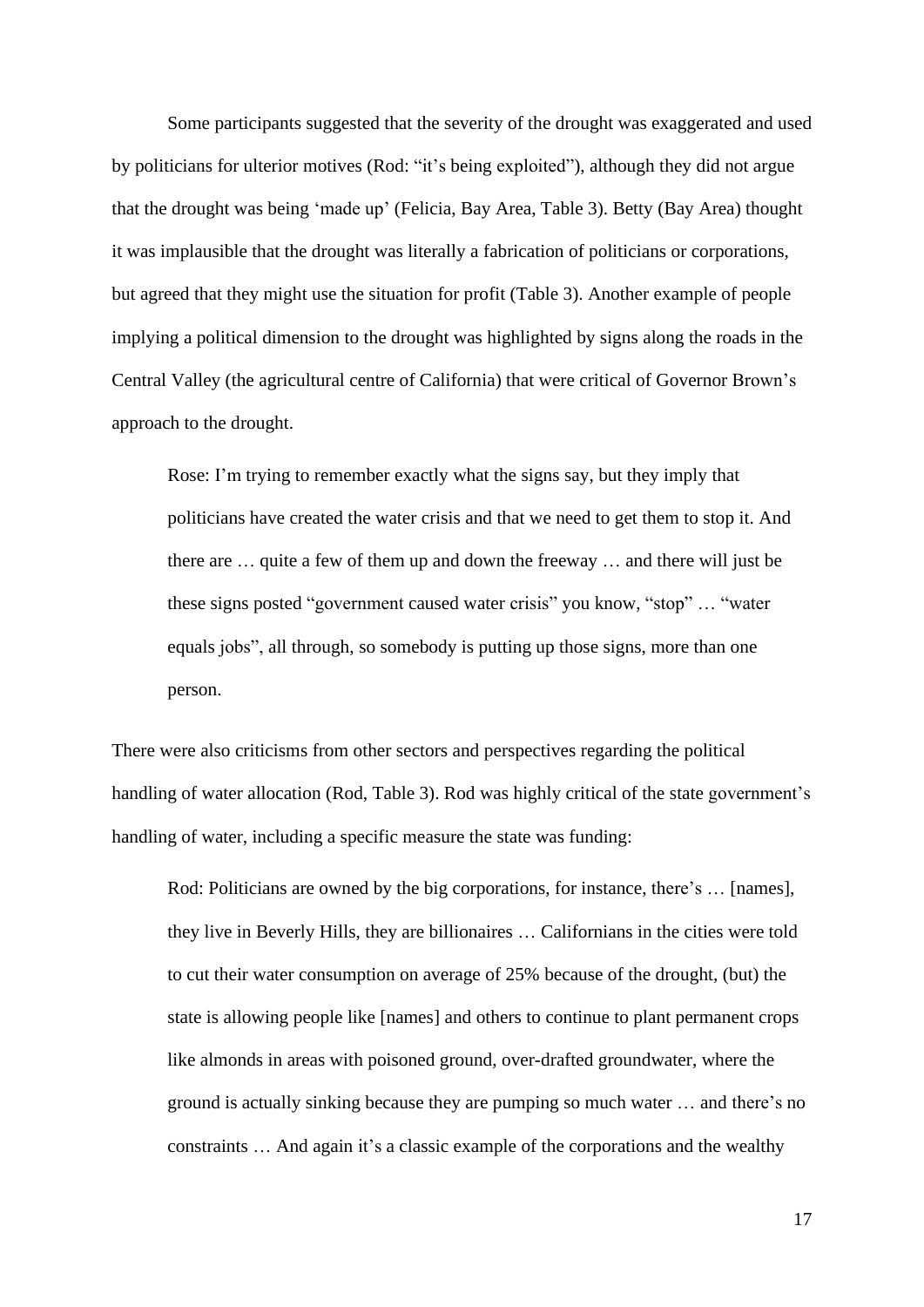Some participants suggested that the severity of the drought was exaggerated and used by politicians for ulterior motives (Rod: "it's being exploited"), although they did not argue that the drought was being 'made up' (Felicia, Bay Area, Table 3). Betty (Bay Area) thought it was implausible that the drought was literally a fabrication of politicians or corporations, but agreed that they might use the situation for profit (Table 3). Another example of people implying a political dimension to the drought was highlighted by signs along the roads in the Central Valley (the agricultural centre of California) that were critical of Governor Brown's approach to the drought.

> Rose: I'm trying to remember exactly what the signs say, but they imply that politicians have created the water crisis and that we need to get them to stop it. And there are … quite a few of them up and down the freeway … and there will just be these signs posted "government caused water crisis" you know, "stop" … "water equals jobs", all through, so somebody is putting up those signs, more than one person.

There were also criticisms from other sectors and perspectives regarding the political handling of water allocation (Rod, Table 3). Rod was highly critical of the state government's handling of water, including a specific measure the state was funding:

> Rod: Politicians are owned by the big corporations, for instance, there's … [names], they live in Beverly Hills, they are billionaires … Californians in the cities were told to cut their water consumption on average of 25% because of the drought, (but) the state is allowing people like [names] and others to continue to plant permanent crops like almonds in areas with poisoned ground, over-drafted groundwater, where the ground is actually sinking because they are pumping so much water … and there's no constraints … And again it's a classic example of the corporations and the wealthy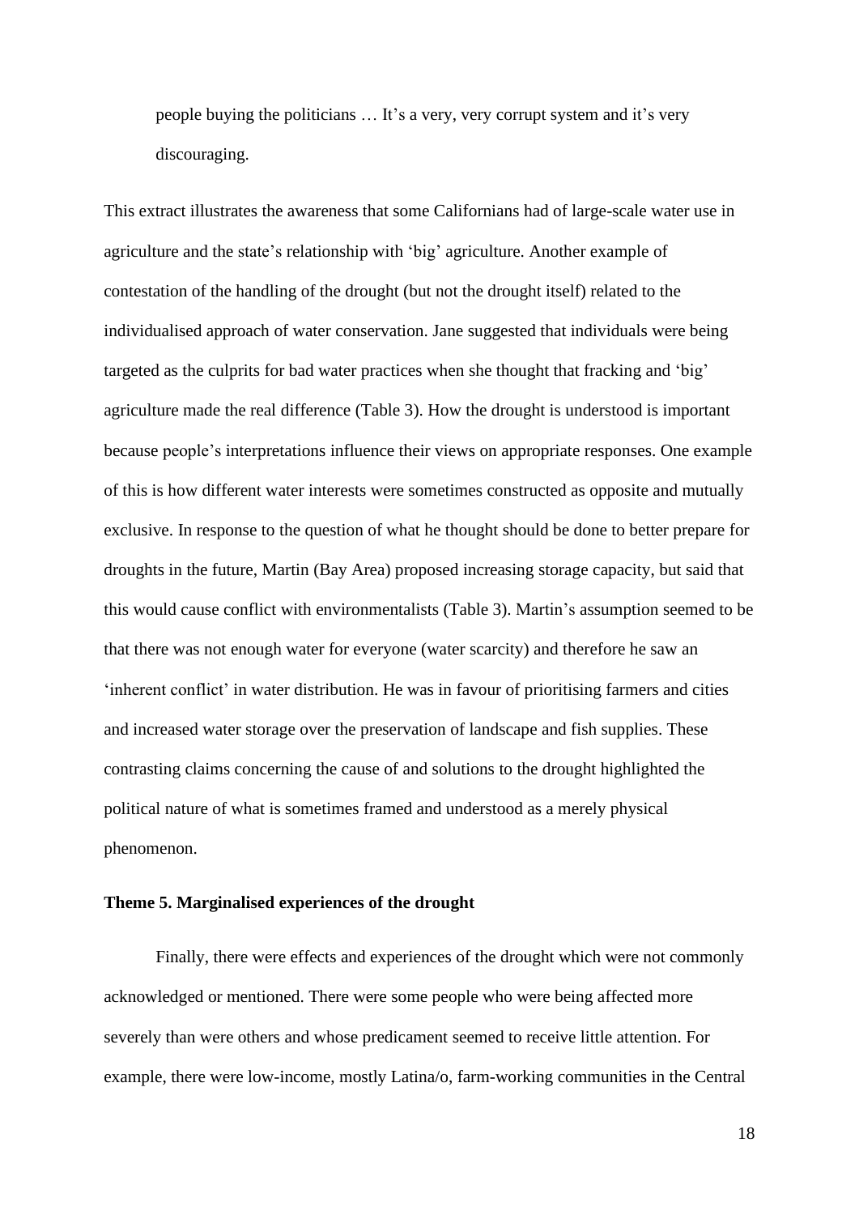people buying the politicians … It's a very, very corrupt system and it's very discouraging.

This extract illustrates the awareness that some Californians had of large-scale water use in agriculture and the state's relationship with 'big' agriculture. Another example of contestation of the handling of the drought (but not the drought itself) related to the individualised approach of water conservation. Jane suggested that individuals were being targeted as the culprits for bad water practices when she thought that fracking and 'big' agriculture made the real difference (Table 3). How the drought is understood is important because people's interpretations influence their views on appropriate responses. One example of this is how different water interests were sometimes constructed as opposite and mutually exclusive. In response to the question of what he thought should be done to better prepare for droughts in the future, Martin (Bay Area) proposed increasing storage capacity, but said that this would cause conflict with environmentalists (Table 3). Martin's assumption seemed to be that there was not enough water for everyone (water scarcity) and therefore he saw an 'inherent conflict' in water distribution. He was in favour of prioritising farmers and cities and increased water storage over the preservation of landscape and fish supplies. These contrasting claims concerning the cause of and solutions to the drought highlighted the political nature of what is sometimes framed and understood as a merely physical phenomenon.

**Theme 5. Marginalised experiences of the drought**

Finally, there were effects and experiences of the drought which were not commonly acknowledged or mentioned. There were some people who were being affected more severely than were others and whose predicament seemed to receive little attention. For example, there were low-income, mostly Latina/o, farm-working communities in the Central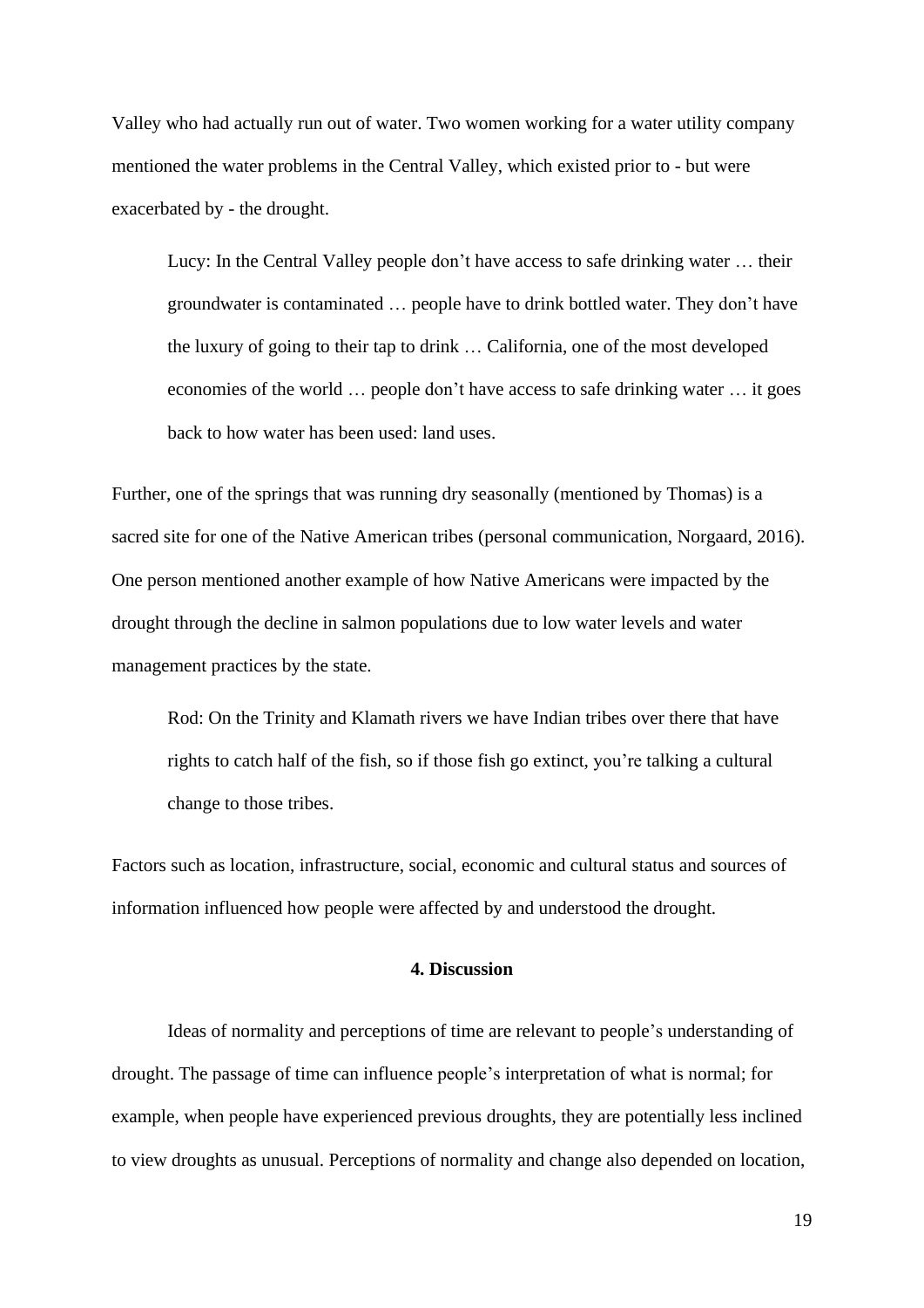Valley who had actually run out of water. Two women working for a water utility company mentioned the water problems in the Central Valley, which existed prior to - but were exacerbated by - the drought.

> Lucy: In the Central Valley people don't have access to safe drinking water … their groundwater is contaminated … people have to drink bottled water. They don't have the luxury of going to their tap to drink … California, one of the most developed economies of the world … people don't have access to safe drinking water … it goes back to how water has been used: land uses.

Further, one of the springs that was running dry seasonally (mentioned by Thomas) is a sacred site for one of the Native American tribes (personal communication, Norgaard, 2016). One person mentioned another example of how Native Americans were impacted by the drought through the decline in salmon populations due to low water levels and water management practices by the state.

> Rod: On the Trinity and Klamath rivers we have Indian tribes over there that have rights to catch half of the fish, so if those fish go extinct, you're talking a cultural change to those tribes.

Factors such as location, infrastructure, social, economic and cultural status and sources of information influenced how people were affected by and understood the drought.

## 4. Discussion

Ideas of normality and perceptions of time are relevant to people's understanding of drought. The passage of time can influence people's interpretation of what is normal; for example, when people have experienced previous droughts, they are potentially less inclined to view droughts as unusual. Perceptions of normality and change also depended on location,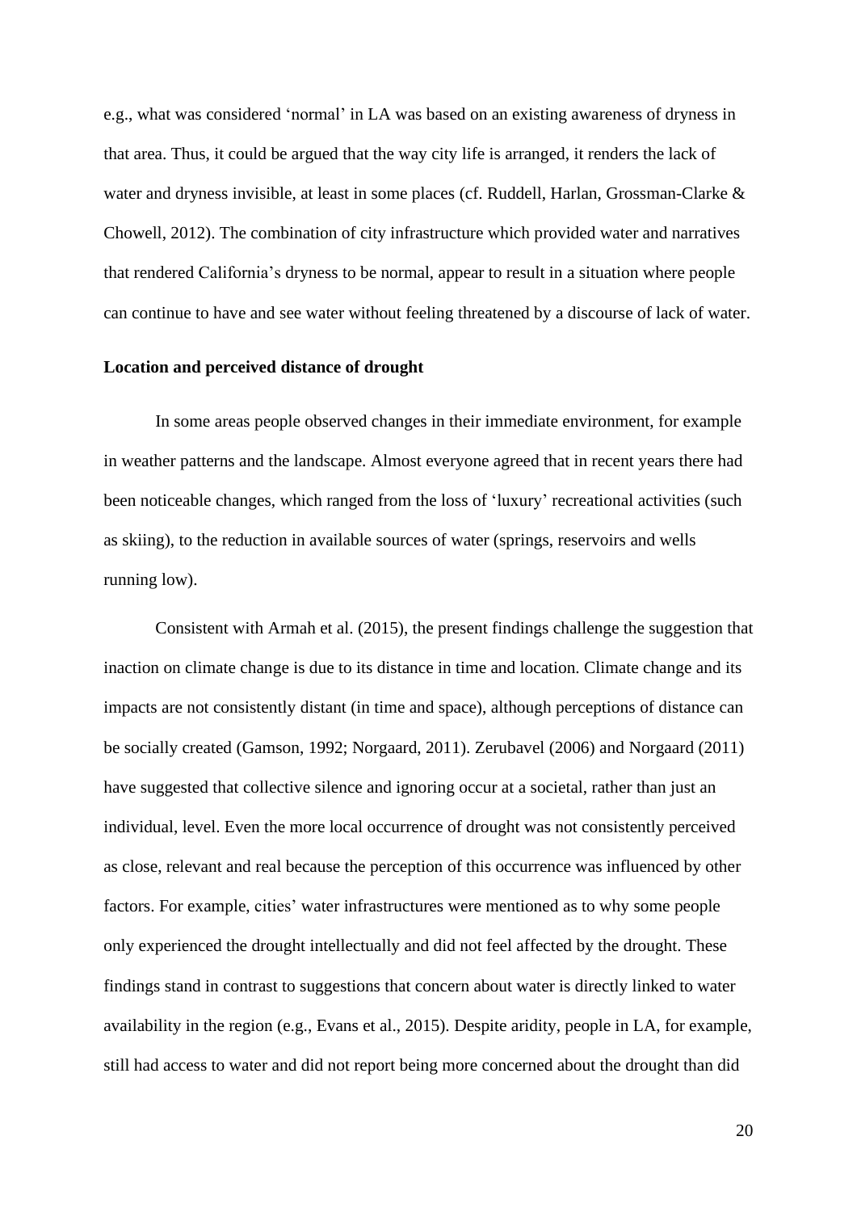e.g., what was considered 'normal' in LA was based on an existing awareness of dryness in that area. Thus, it could be argued that the way city life is arranged, it renders the lack of water and dryness invisible, at least in some places (cf. Ruddell, Harlan, Grossman-Clarke & Chowell, 2012). The combination of city infrastructure which provided water and narratives that rendered California's dryness to be normal, appear to result in a situation where people can continue to have and see water without feeling threatened by a discourse of lack of water.

**Location and perceived distance of drought**

In some areas people observed changes in their immediate environment, for example in weather patterns and the landscape. Almost everyone agreed that in recent years there had been noticeable changes, which ranged from the loss of 'luxury' recreational activities (such as skiing), to the reduction in available sources of water (springs, reservoirs and wells running low).

Consistent with Armah et al. (2015), the present findings challenge the suggestion that inaction on climate change is due to its distance in time and location. Climate change and its impacts are not consistently distant (in time and space), although perceptions of distance can be socially created (Gamson, 1992; Norgaard, 2011). Zerubavel (2006) and Norgaard (2011) have suggested that collective silence and ignoring occur at a societal, rather than just an individual, level. Even the more local occurrence of drought was not consistently perceived as close, relevant and real because the perception of this occurrence was influenced by other factors. For example, cities' water infrastructures were mentioned as to why some people only experienced the drought intellectually and did not feel affected by the drought. These findings stand in contrast to suggestions that concern about water is directly linked to water availability in the region (e.g., Evans et al., 2015). Despite aridity, people in LA, for example, still had access to water and did not report being more concerned about the drought than did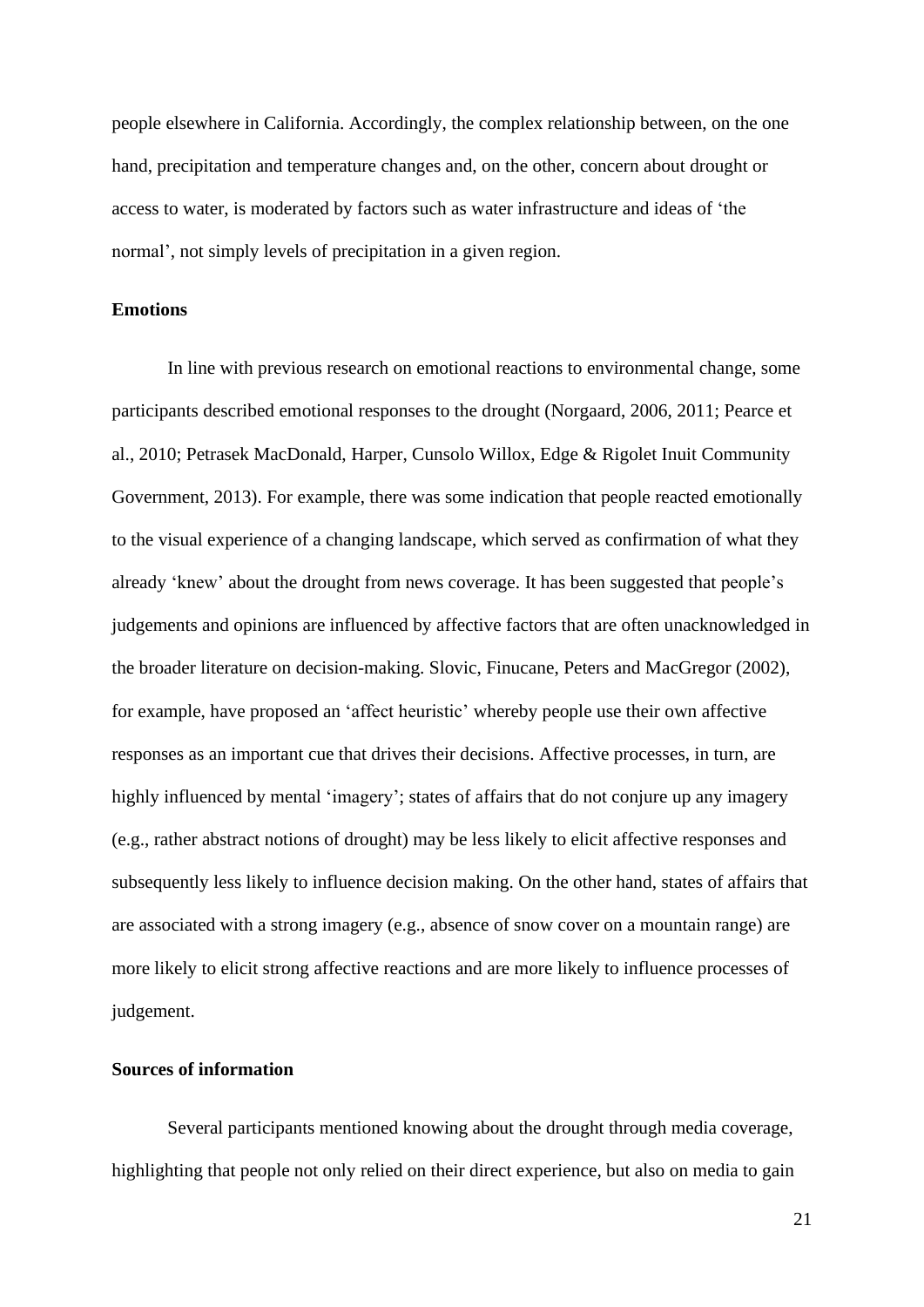people elsewhere in California. Accordingly, the complex relationship between, on the one hand, precipitation and temperature changes and, on the other, concern about drought or access to water, is moderated by factors such as water infrastructure and ideas of 'the normal', not simply levels of precipitation in a given region.

**Emotions**

In line with previous research on emotional reactions to environmental change, some participants described emotional responses to the drought (Norgaard, 2006, 2011; Pearce et al., 2010; Petrasek MacDonald, Harper, Cunsolo Willox, Edge & Rigolet Inuit Community Government, 2013). For example, there was some indication that people reacted emotionally to the visual experience of a changing landscape, which served as confirmation of what they already 'knew' about the drought from news coverage. It has been suggested that people's judgements and opinions are influenced by affective factors that are often unacknowledged in the broader literature on decision-making. Slovic, Finucane, Peters and MacGregor (2002), for example, have proposed an 'affect heuristic' whereby people use their own affective responses as an important cue that drives their decisions. Affective processes, in turn, are highly influenced by mental 'imagery'; states of affairs that do not conjure up any imagery (e.g., rather abstract notions of drought) may be less likely to elicit affective responses and subsequently less likely to influence decision making. On the other hand, states of affairs that are associated with a strong imagery (e.g., absence of snow cover on a mountain range) are more likely to elicit strong affective reactions and are more likely to influence processes of judgement.

**Sources of information**

Several participants mentioned knowing about the drought through media coverage, highlighting that people not only relied on their direct experience, but also on media to gain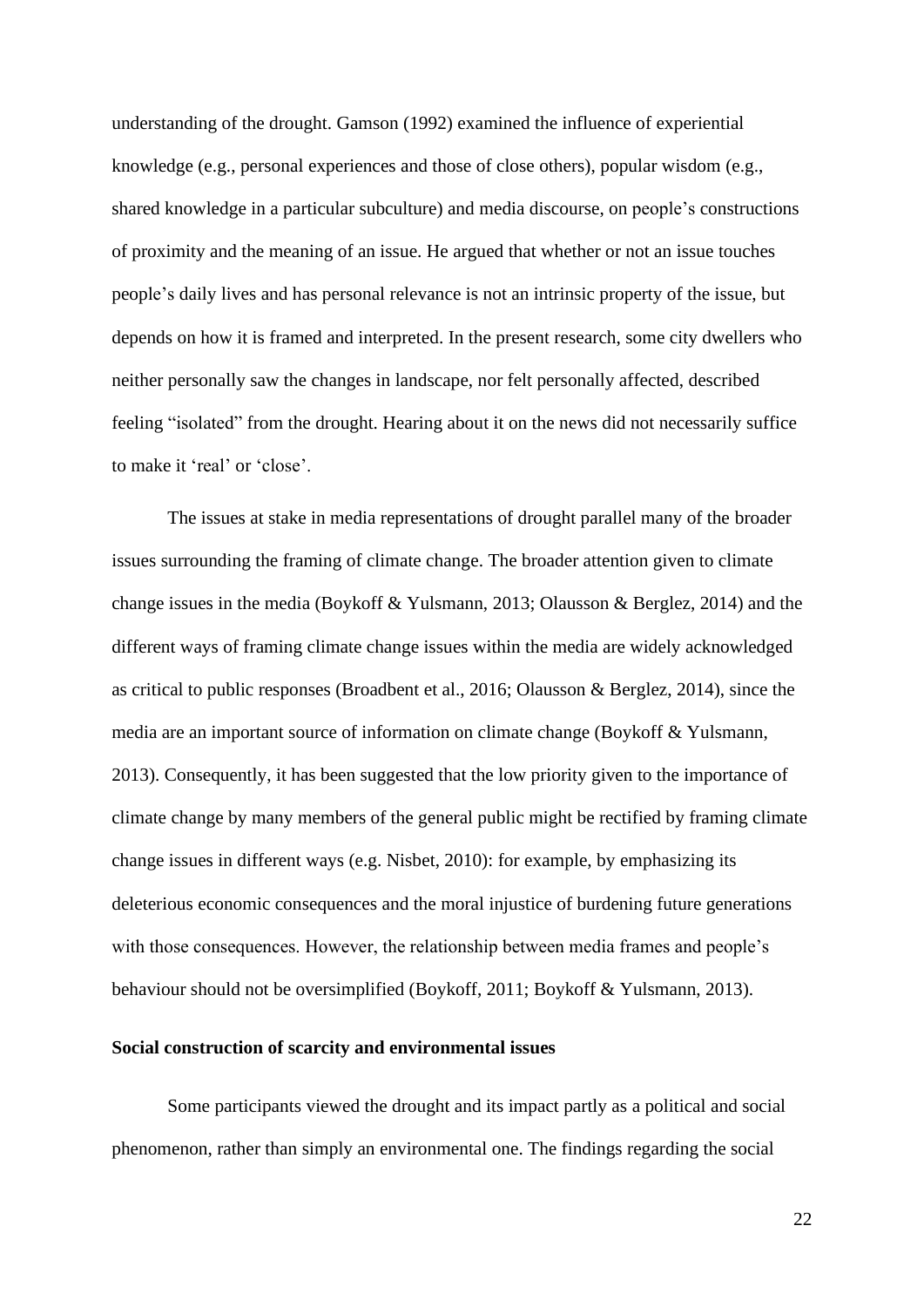understanding of the drought. Gamson (1992) examined the influence of experiential knowledge (e.g., personal experiences and those of close others), popular wisdom (e.g., shared knowledge in a particular subculture) and media discourse, on people's constructions of proximity and the meaning of an issue. He argued that whether or not an issue touches people's daily lives and has personal relevance is not an intrinsic property of the issue, but depends on how it is framed and interpreted. In the present research, some city dwellers who neither personally saw the changes in landscape, nor felt personally affected, described feeling "isolated" from the drought. Hearing about it on the news did not necessarily suffice to make it 'real' or 'close'.

The issues at stake in media representations of drought parallel many of the broader issues surrounding the framing of climate change. The broader attention given to climate change issues in the media (Boykoff & Yulsmann, 2013; Olausson & Berglez, 2014) and the different ways of framing climate change issues within the media are widely acknowledged as critical to public responses (Broadbent et al., 2016; Olausson & Berglez, 2014), since the media are an important source of information on climate change (Boykoff & Yulsmann, 2013). Consequently, it has been suggested that the low priority given to the importance of climate change by many members of the general public might be rectified by framing climate change issues in different ways (e.g. Nisbet, 2010): for example, by emphasizing its deleterious economic consequences and the moral injustice of burdening future generations with those consequences. However, the relationship between media frames and people's behaviour should not be oversimplified (Boykoff, 2011; Boykoff & Yulsmann, 2013).

**Social construction of scarcity and environmental issues**

Some participants viewed the drought and its impact partly as a political and social phenomenon, rather than simply an environmental one. The findings regarding the social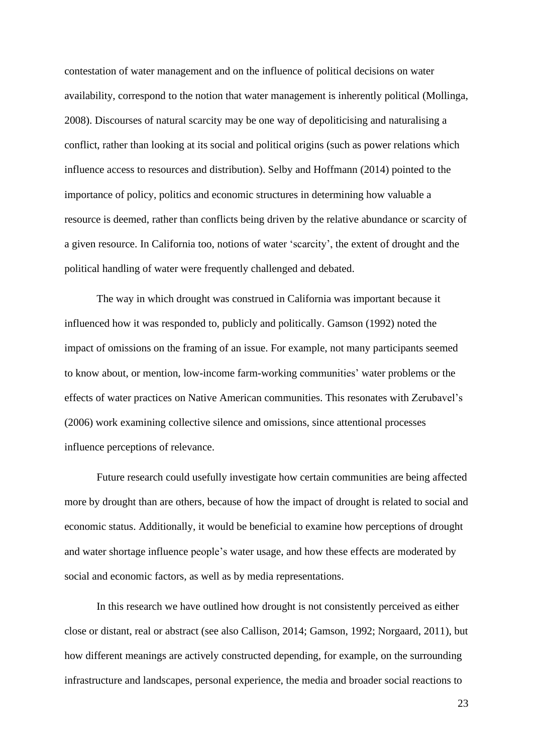contestation of water management and on the influence of political decisions on water availability, correspond to the notion that water management is inherently political (Mollinga, 2008). Discourses of natural scarcity may be one way of depoliticising and naturalising a conflict, rather than looking at its social and political origins (such as power relations which influence access to resources and distribution). Selby and Hoffmann (2014) pointed to the importance of policy, politics and economic structures in determining how valuable a resource is deemed, rather than conflicts being driven by the relative abundance or scarcity of a given resource. In California too, notions of water 'scarcity', the extent of drought and the political handling of water were frequently challenged and debated.

The way in which drought was construed in California was important because it influenced how it was responded to, publicly and politically. Gamson (1992) noted the impact of omissions on the framing of an issue. For example, not many participants seemed to know about, or mention, low-income farm-working communities' water problems or the effects of water practices on Native American communities. This resonates with Zerubavel's (2006) work examining collective silence and omissions, since attentional processes influence perceptions of relevance.

Future research could usefully investigate how certain communities are being affected more by drought than are others, because of how the impact of drought is related to social and economic status. Additionally, it would be beneficial to examine how perceptions of drought and water shortage influence people's water usage, and how these effects are moderated by social and economic factors, as well as by media representations.

In this research we have outlined how drought is not consistently perceived as either close or distant, real or abstract (see also Callison, 2014; Gamson, 1992; Norgaard, 2011), but how different meanings are actively constructed depending, for example, on the surrounding infrastructure and landscapes, personal experience, the media and broader social reactions to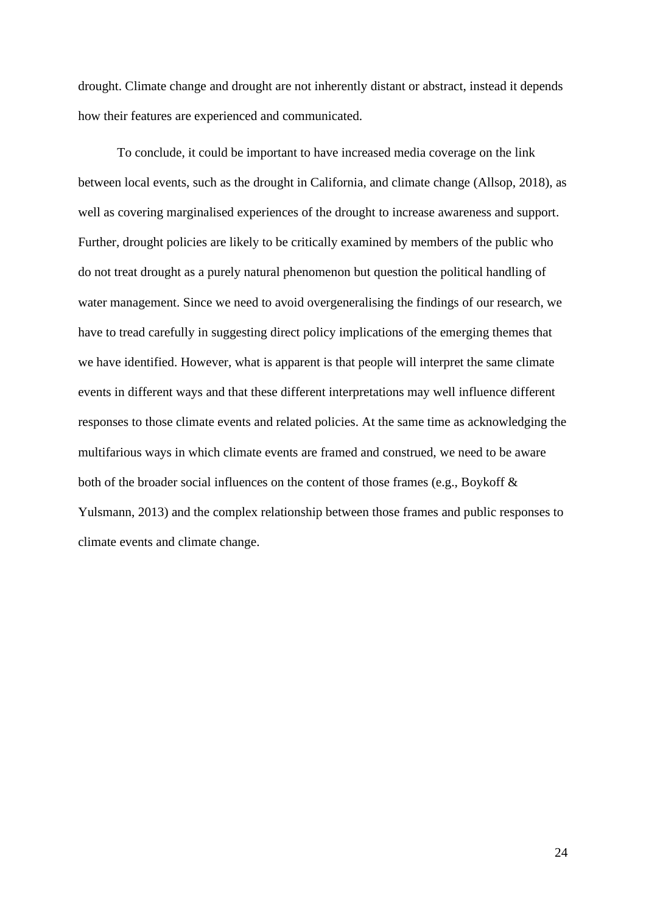drought. Climate change and drought are not inherently distant or abstract, instead it depends how their features are experienced and communicated.

To conclude, it could be important to have increased media coverage on the link between local events, such as the drought in California, and climate change (Allsop, 2018), as well as covering marginalised experiences of the drought to increase awareness and support. Further, drought policies are likely to be critically examined by members of the public who do not treat drought as a purely natural phenomenon but question the political handling of water management. Since we need to avoid overgeneralising the findings of our research, we have to tread carefully in suggesting direct policy implications of the emerging themes that we have identified. However, what is apparent is that people will interpret the same climate events in different ways and that these different interpretations may well influence different responses to those climate events and related policies. At the same time as acknowledging the multifarious ways in which climate events are framed and construed, we need to be aware both of the broader social influences on the content of those frames (e.g., Boykoff & Yulsmann, 2013) and the complex relationship between those frames and public responses to climate events and climate change.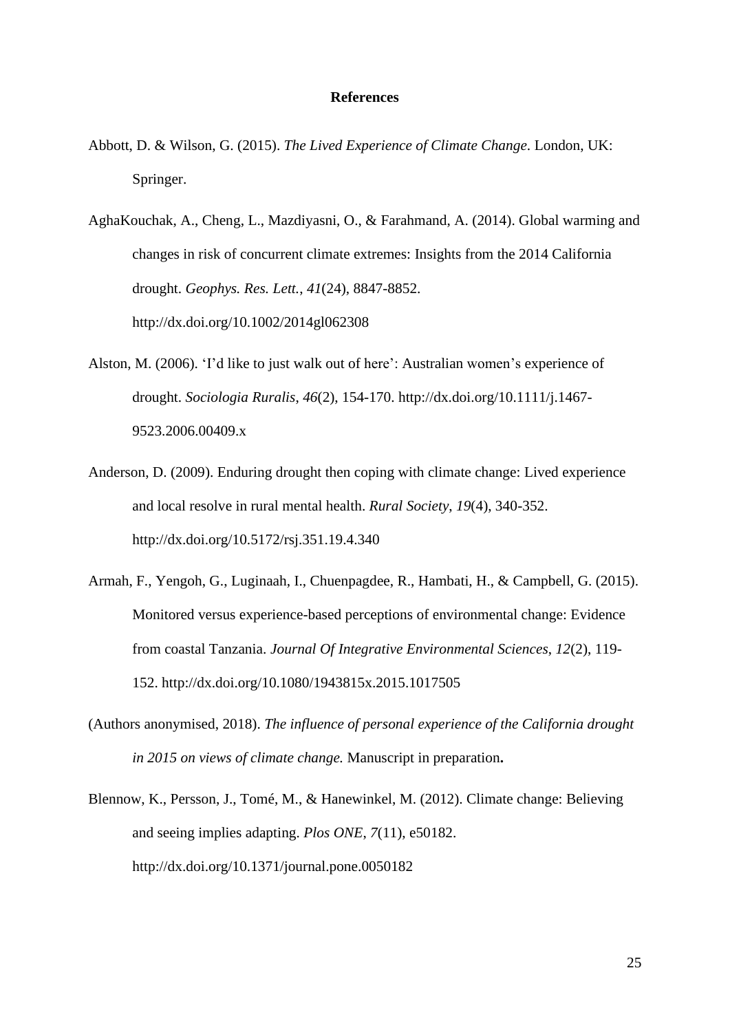**References**

Abbott, D. & Wilson, G. (2015). *The Lived Experience of Climate Change*. London, UK: Springer.

AghaKouchak, A., Cheng, L., Mazdiyasni, O., & Farahmand, A. (2014). Global warming and changes in risk of concurrent climate extremes: Insights from the 2014 California drought. *Geophys. Res. Lett.*, *41*(24), 8847-8852. http://dx.doi.org/10.1002/2014gl062308

Alston, M. (2006). 'I'd like to just walk out of here': Australian women's experience of drought. *Sociologia Ruralis*, *46*(2), 154-170. http://dx.doi.org/10.1111/j.1467-9523.2006.00409.x

Anderson, D. (2009). Enduring drought then coping with climate change: Lived experience and local resolve in rural mental health. *Rural Society*, *19*(4), 340-352. http://dx.doi.org/10.5172/rsj.351.19.4.340

Armah, F., Yengoh, G., Luginaah, I., Chuenpagdee, R., Hambati, H., & Campbell, G. (2015). Monitored versus experience-based perceptions of environmental change: Evidence from coastal Tanzania. *Journal Of Integrative Environmental Sciences*, *12*(2), 119-152. http://dx.doi.org/10.1080/1943815x.2015.1017505

(Authors anonymised, 2018). *The influence of personal experience of the California drought in 2015 on views of climate change.* Manuscript in preparation**.**

Blennow, K., Persson, J., Tomé, M., & Hanewinkel, M. (2012). Climate change: Believing and seeing implies adapting. *Plos ONE*, *7*(11), e50182. http://dx.doi.org/10.1371/journal.pone.0050182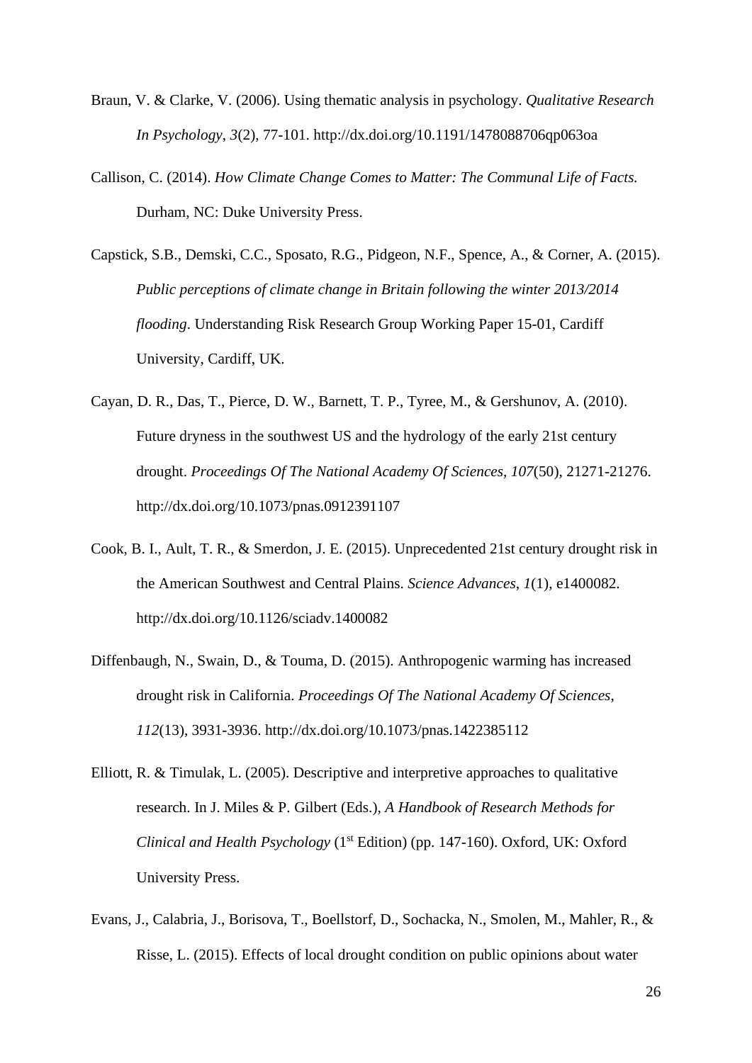Braun, V. & Clarke, V. (2006). Using thematic analysis in psychology. *Qualitative Research In Psychology*, *3*(2), 77-101. http://dx.doi.org/10.1191/1478088706qp063oa

Callison, C. (2014). *How Climate Change Comes to Matter: The Communal Life of Facts.* Durham, NC: Duke University Press.

Capstick, S.B., Demski, C.C., Sposato, R.G., Pidgeon, N.F., Spence, A., & Corner, A. (2015). *Public perceptions of climate change in Britain following the winter 2013/2014 flooding*. Understanding Risk Research Group Working Paper 15-01, Cardiff University, Cardiff, UK.

Cayan, D. R., Das, T., Pierce, D. W., Barnett, T. P., Tyree, M., & Gershunov, A. (2010). Future dryness in the southwest US and the hydrology of the early 21st century drought. *Proceedings Of The National Academy Of Sciences*, *107*(50), 21271-21276. http://dx.doi.org/10.1073/pnas.0912391107

Cook, B. I., Ault, T. R., & Smerdon, J. E. (2015). Unprecedented 21st century drought risk in the American Southwest and Central Plains. *Science Advances*, *1*(1), e1400082. http://dx.doi.org/10.1126/sciadv.1400082

Diffenbaugh, N., Swain, D., & Touma, D. (2015). Anthropogenic warming has increased drought risk in California. *Proceedings Of The National Academy Of Sciences*, *112*(13), 3931-3936. http://dx.doi.org/10.1073/pnas.1422385112

Elliott, R. & Timulak, L. (2005). Descriptive and interpretive approaches to qualitative research. In J. Miles & P. Gilbert (Eds.), *A Handbook of Research Methods for Clinical and Health Psychology* (1st Edition) (pp. 147-160). Oxford, UK: Oxford University Press.

Evans, J., Calabria, J., Borisova, T., Boellstorf, D., Sochacka, N., Smolen, M., Mahler, R., & Risse, L. (2015). Effects of local drought condition on public opinions about water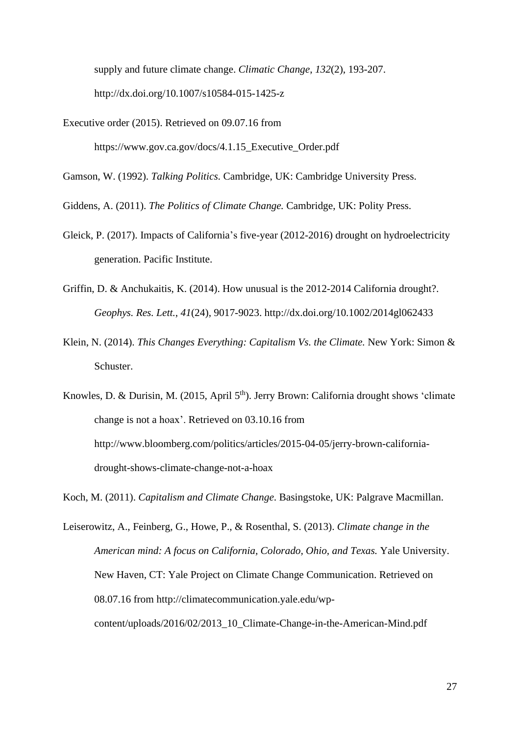supply and future climate change. *Climatic Change*, *132*(2), 193-207. http://dx.doi.org/10.1007/s10584-015-1425-z

Executive order (2015). Retrieved on 09.07.16 from https://www.gov.ca.gov/docs/4.1.15_Executive_Order.pdf

Gamson, W. (1992). *Talking Politics.* Cambridge, UK: Cambridge University Press.

Giddens, A. (2011). *The Politics of Climate Change.* Cambridge, UK: Polity Press.

Gleick, P. (2017). Impacts of California's five-year (2012-2016) drought on hydroelectricity generation. Pacific Institute.

Griffin, D. & Anchukaitis, K. (2014). How unusual is the 2012-2014 California drought?. *Geophys. Res. Lett.*, *41*(24), 9017-9023. http://dx.doi.org/10.1002/2014gl062433

Klein, N. (2014). *This Changes Everything: Capitalism Vs. the Climate.* New York: Simon & Schuster.

Knowles, D. & Durisin, M. (2015, April 5th). Jerry Brown: California drought shows 'climate change is not a hoax'. Retrieved on 03.10.16 from http://www.bloomberg.com/politics/articles/2015-04-05/jerry-brown-california-drought-shows-climate-change-not-a-hoax

Koch, M. (2011). *Capitalism and Climate Change*. Basingstoke, UK: Palgrave Macmillan.

Leiserowitz, A., Feinberg, G., Howe, P., & Rosenthal, S. (2013). *Climate change in the American mind: A focus on California, Colorado, Ohio, and Texas.* Yale University. New Haven, CT: Yale Project on Climate Change Communication. Retrieved on 08.07.16 from http://climatecommunication.yale.edu/wp-content/uploads/2016/02/2013_10_Climate-Change-in-the-American-Mind.pdf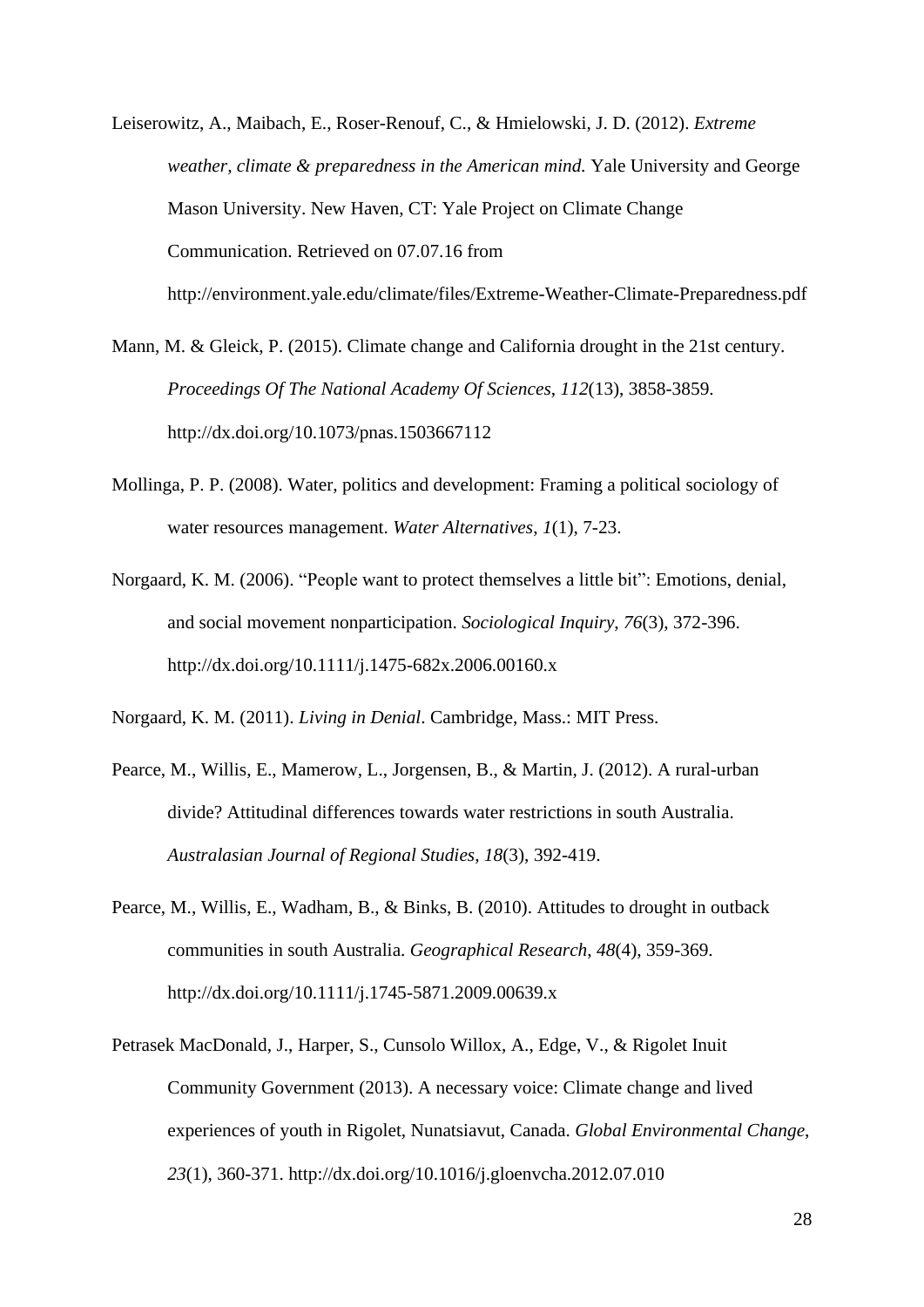Leiserowitz, A., Maibach, E., Roser-Renouf, C., & Hmielowski, J. D. (2012). *Extreme weather, climate & preparedness in the American mind.* Yale University and George Mason University. New Haven, CT: Yale Project on Climate Change Communication. Retrieved on 07.07.16 from http://environment.yale.edu/climate/files/Extreme-Weather-Climate-Preparedness.pdf

Mann, M. & Gleick, P. (2015). Climate change and California drought in the 21st century. *Proceedings Of The National Academy Of Sciences*, *112*(13), 3858-3859. http://dx.doi.org/10.1073/pnas.1503667112

Mollinga, P. P. (2008). Water, politics and development: Framing a political sociology of water resources management. *Water Alternatives*, *1*(1), 7-23.

Norgaard, K. M. (2006). "People want to protect themselves a little bit": Emotions, denial, and social movement nonparticipation. *Sociological Inquiry*, *76*(3), 372-396. http://dx.doi.org/10.1111/j.1475-682x.2006.00160.x

Norgaard, K. M. (2011). *Living in Denial*. Cambridge, Mass.: MIT Press.

Pearce, M., Willis, E., Mamerow, L., Jorgensen, B., & Martin, J. (2012). A rural-urban divide? Attitudinal differences towards water restrictions in south Australia. *Australasian Journal of Regional Studies*, *18*(3), 392-419.

Pearce, M., Willis, E., Wadham, B., & Binks, B. (2010). Attitudes to drought in outback communities in south Australia. *Geographical Research*, *48*(4), 359-369. http://dx.doi.org/10.1111/j.1745-5871.2009.00639.x

Petrasek MacDonald, J., Harper, S., Cunsolo Willox, A., Edge, V., & Rigolet Inuit Community Government (2013). A necessary voice: Climate change and lived experiences of youth in Rigolet, Nunatsiavut, Canada. *Global Environmental Change*, *23*(1), 360-371. http://dx.doi.org/10.1016/j.gloenvcha.2012.07.010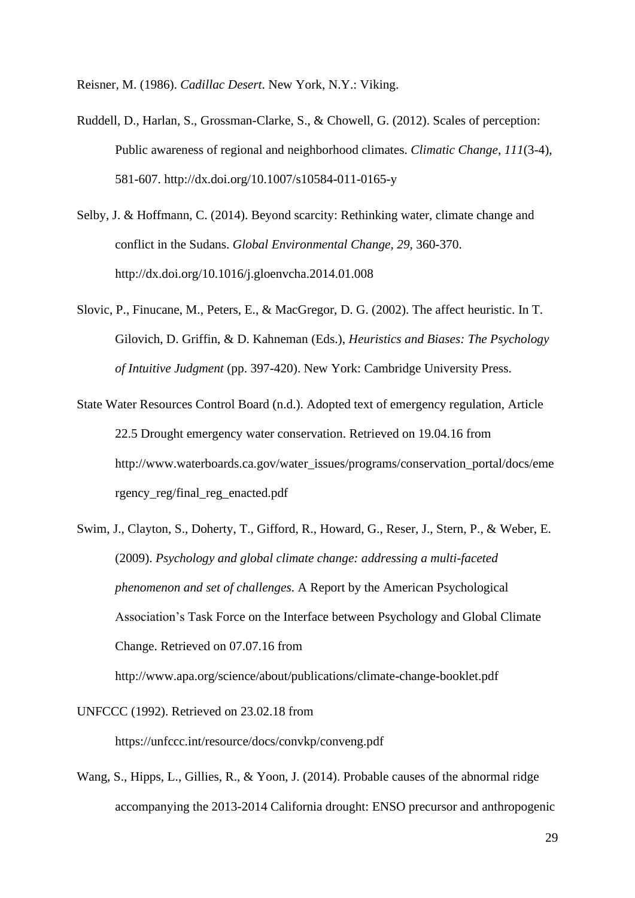Reisner, M. (1986). *Cadillac Desert*. New York, N.Y.: Viking.

Ruddell, D., Harlan, S., Grossman-Clarke, S., & Chowell, G. (2012). Scales of perception: Public awareness of regional and neighborhood climates. *Climatic Change*, *111*(3-4), 581-607. http://dx.doi.org/10.1007/s10584-011-0165-y

Selby, J. & Hoffmann, C. (2014). Beyond scarcity: Rethinking water, climate change and conflict in the Sudans. *Global Environmental Change*, *29*, 360-370. http://dx.doi.org/10.1016/j.gloenvcha.2014.01.008

Slovic, P., Finucane, M., Peters, E., & MacGregor, D. G. (2002). The affect heuristic. In T. Gilovich, D. Griffin, & D. Kahneman (Eds.), *Heuristics and Biases: The Psychology of Intuitive Judgment* (pp. 397-420). New York: Cambridge University Press.

State Water Resources Control Board (n.d.). Adopted text of emergency regulation, Article 22.5 Drought emergency water conservation. Retrieved on 19.04.16 from http://www.waterboards.ca.gov/water_issues/programs/conservation_portal/docs/emergency_reg/final_reg_enacted.pdf

Swim, J., Clayton, S., Doherty, T., Gifford, R., Howard, G., Reser, J., Stern, P., & Weber, E. (2009). *Psychology and global climate change: addressing a multi-faceted phenomenon and set of challenges*. A Report by the American Psychological Association's Task Force on the Interface between Psychology and Global Climate Change. Retrieved on 07.07.16 from http://www.apa.org/science/about/publications/climate-change-booklet.pdf

UNFCCC (1992). Retrieved on 23.02.18 from https://unfccc.int/resource/docs/convkp/conveng.pdf

Wang, S., Hipps, L., Gillies, R., & Yoon, J. (2014). Probable causes of the abnormal ridge accompanying the 2013-2014 California drought: ENSO precursor and anthropogenic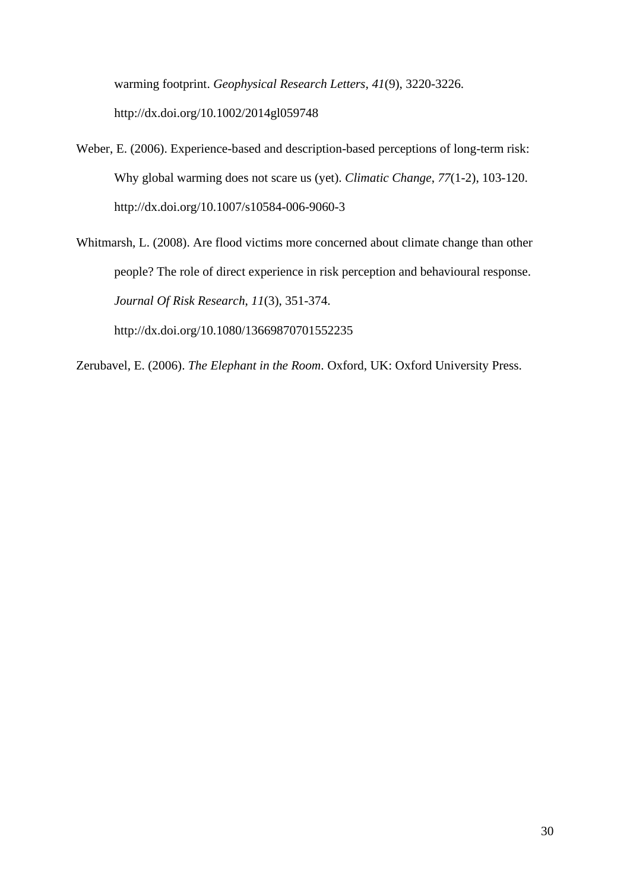warming footprint. *Geophysical Research Letters*, *41*(9), 3220-3226. http://dx.doi.org/10.1002/2014gl059748

Weber, E. (2006). Experience-based and description-based perceptions of long-term risk: Why global warming does not scare us (yet). *Climatic Change*, *77*(1-2), 103-120. http://dx.doi.org/10.1007/s10584-006-9060-3

Whitmarsh, L. (2008). Are flood victims more concerned about climate change than other people? The role of direct experience in risk perception and behavioural response. *Journal Of Risk Research*, *11*(3), 351-374. http://dx.doi.org/10.1080/13669870701552235

Zerubavel, E. (2006). *The Elephant in the Room*. Oxford, UK: Oxford University Press.